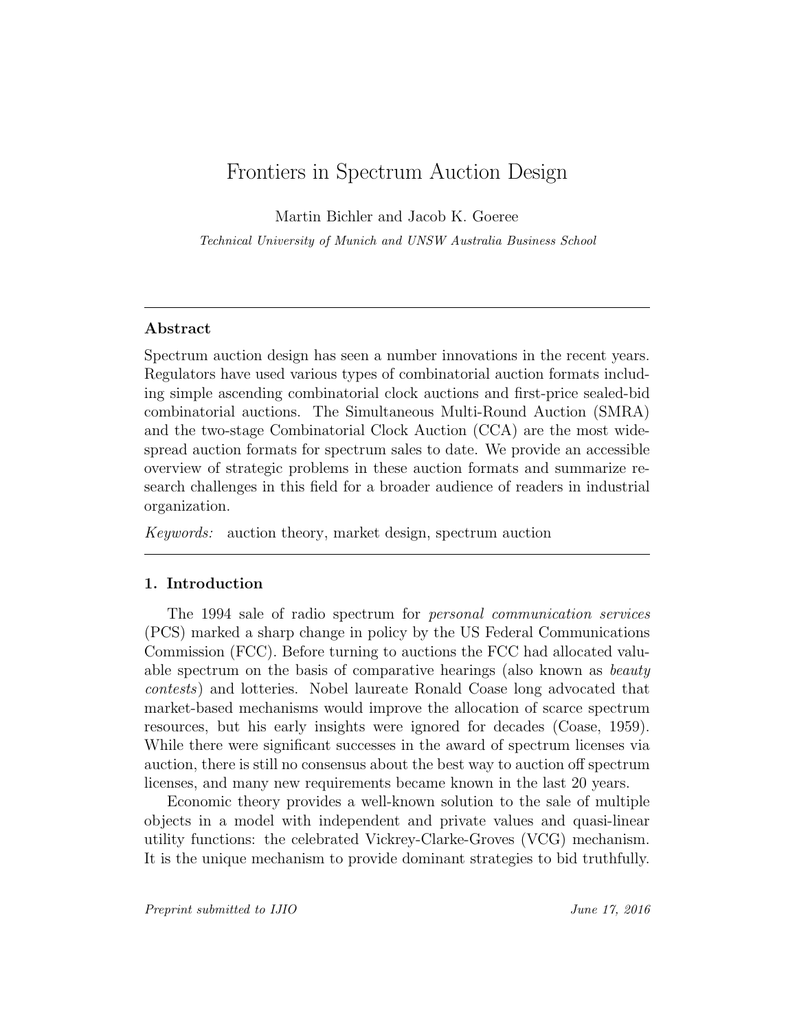# Frontiers in Spectrum Auction Design

Martin Bichler and Jacob K. Goeree

*Technical University of Munich and UNSW Australia Business School*

---

## Abstract

Spectrum auction design has seen a number innovations in the recent years. Regulators have used various types of combinatorial auction formats including simple ascending combinatorial clock auctions and first-price sealed-bid combinatorial auctions. The Simultaneous Multi-Round Auction (SMRA) and the two-stage Combinatorial Clock Auction (CCA) are the most widespread auction formats for spectrum sales to date. We provide an accessible overview of strategic problems in these auction formats and summarize research challenges in this field for a broader audience of readers in industrial organization.

*Keywords:* auction theory, market design, spectrum auction

---

## 1. Introduction

The 1994 sale of radio spectrum for *personal communication services* (PCS) marked a sharp change in policy by the US Federal Communications Commission (FCC). Before turning to auctions the FCC had allocated valuable spectrum on the basis of comparative hearings (also known as *beauty contests*) and lotteries. Nobel laureate Ronald Coase long advocated that market-based mechanisms would improve the allocation of scarce spectrum resources, but his early insights were ignored for decades (Coase, 1959). While there were significant successes in the award of spectrum licenses via auction, there is still no consensus about the best way to auction off spectrum licenses, and many new requirements became known in the last 20 years.

Economic theory provides a well-known solution to the sale of multiple objects in a model with independent and private values and quasi-linear utility functions: the celebrated Vickrey-Clarke-Groves (VCG) mechanism. It is the unique mechanism to provide dominant strategies to bid truthfully.

*Preprint submitted to IJIO* *June 17, 2016*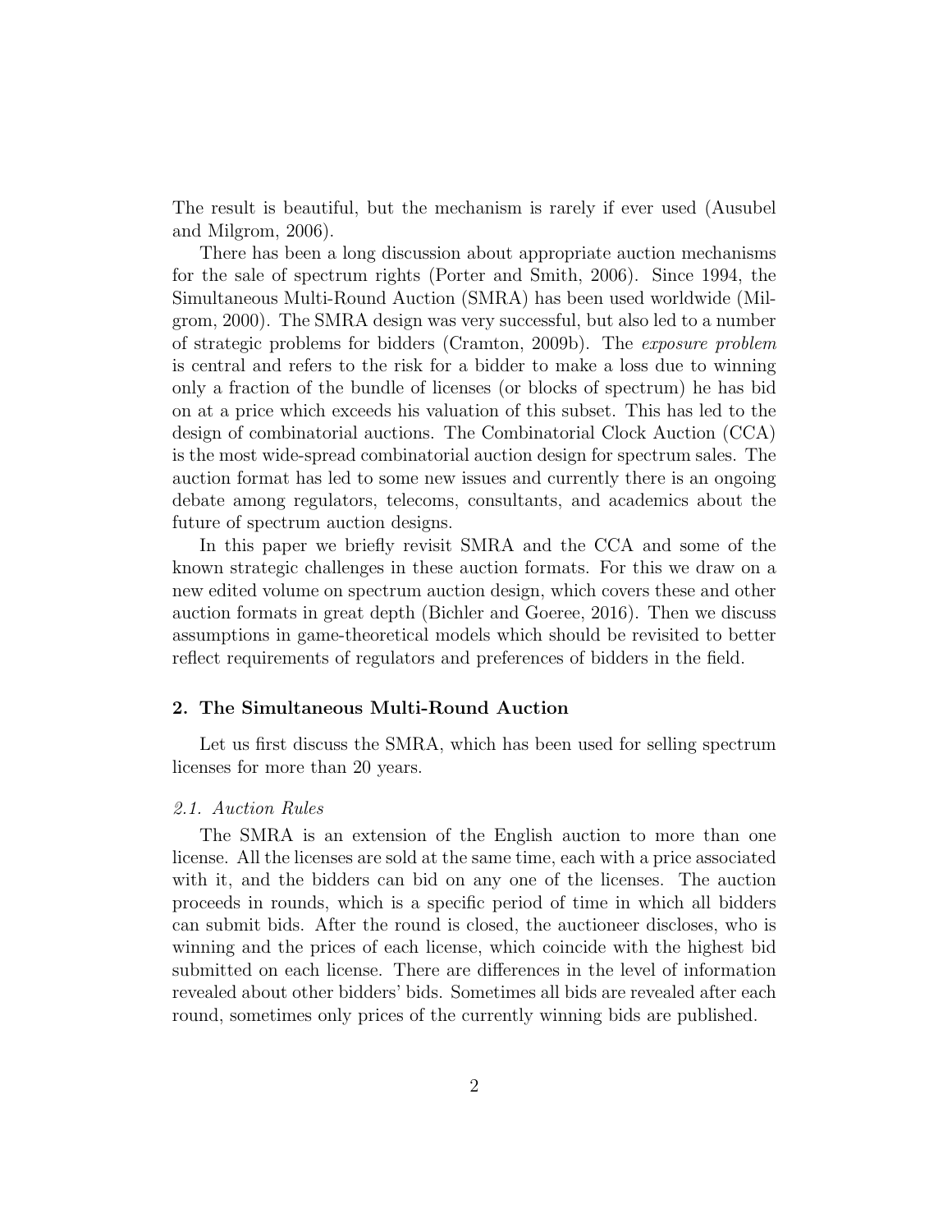The result is beautiful, but the mechanism is rarely if ever used (Ausubel and Milgrom, 2006).

There has been a long discussion about appropriate auction mechanisms for the sale of spectrum rights (Porter and Smith, 2006). Since 1994, the Simultaneous Multi-Round Auction (SMRA) has been used worldwide (Milgrom, 2000). The SMRA design was very successful, but also led to a number of strategic problems for bidders (Cramton, 2009b). The *exposure problem* is central and refers to the risk for a bidder to make a loss due to winning only a fraction of the bundle of licenses (or blocks of spectrum) he has bid on at a price which exceeds his valuation of this subset. This has led to the design of combinatorial auctions. The Combinatorial Clock Auction (CCA) is the most wide-spread combinatorial auction design for spectrum sales. The auction format has led to some new issues and currently there is an ongoing debate among regulators, telecoms, consultants, and academics about the future of spectrum auction designs.

In this paper we briefly revisit SMRA and the CCA and some of the known strategic challenges in these auction formats. For this we draw on a new edited volume on spectrum auction design, which covers these and other auction formats in great depth (Bichler and Goeree, 2016). Then we discuss assumptions in game-theoretical models which should be revisited to better reflect requirements of regulators and preferences of bidders in the field.

## 2. The Simultaneous Multi-Round Auction

Let us first discuss the SMRA, which has been used for selling spectrum licenses for more than 20 years.

### *2.1. Auction Rules*

The SMRA is an extension of the English auction to more than one license. All the licenses are sold at the same time, each with a price associated with it, and the bidders can bid on any one of the licenses. The auction proceeds in rounds, which is a specific period of time in which all bidders can submit bids. After the round is closed, the auctioneer discloses, who is winning and the prices of each license, which coincide with the highest bid submitted on each license. There are differences in the level of information revealed about other bidders' bids. Sometimes all bids are revealed after each round, sometimes only prices of the currently winning bids are published.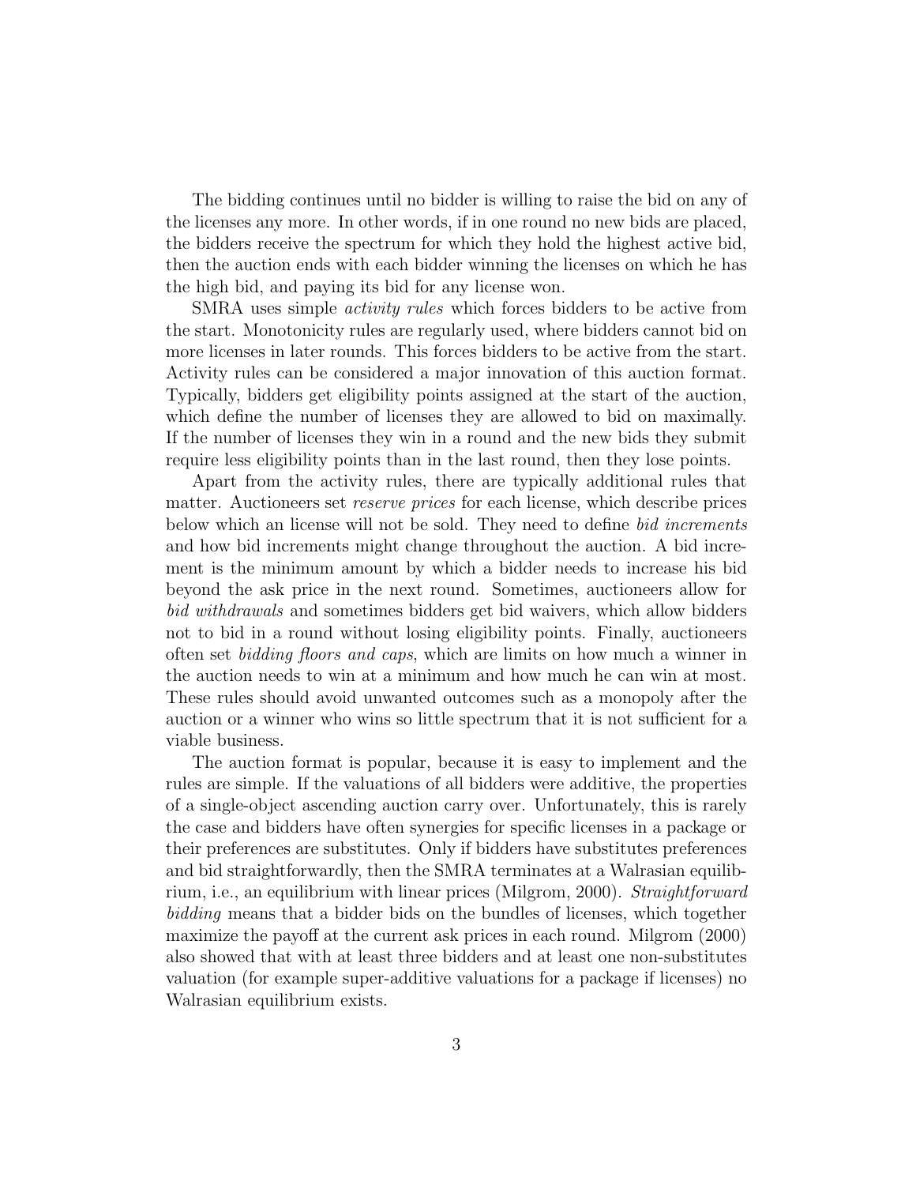The bidding continues until no bidder is willing to raise the bid on any of the licenses any more. In other words, if in one round no new bids are placed, the bidders receive the spectrum for which they hold the highest active bid, then the auction ends with each bidder winning the licenses on which he has the high bid, and paying its bid for any license won.

SMRA uses simple *activity rules* which forces bidders to be active from the start. Monotonicity rules are regularly used, where bidders cannot bid on more licenses in later rounds. This forces bidders to be active from the start. Activity rules can be considered a major innovation of this auction format. Typically, bidders get eligibility points assigned at the start of the auction, which define the number of licenses they are allowed to bid on maximally. If the number of licenses they win in a round and the new bids they submit require less eligibility points than in the last round, then they lose points.

Apart from the activity rules, there are typically additional rules that matter. Auctioneers set *reserve prices* for each license, which describe prices below which an license will not be sold. They need to define *bid increments* and how bid increments might change throughout the auction. A bid increment is the minimum amount by which a bidder needs to increase his bid beyond the ask price in the next round. Sometimes, auctioneers allow for *bid withdrawals* and sometimes bidders get bid waivers, which allow bidders not to bid in a round without losing eligibility points. Finally, auctioneers often set *bidding floors and caps*, which are limits on how much a winner in the auction needs to win at a minimum and how much he can win at most. These rules should avoid unwanted outcomes such as a monopoly after the auction or a winner who wins so little spectrum that it is not sufficient for a viable business.

The auction format is popular, because it is easy to implement and the rules are simple. If the valuations of all bidders were additive, the properties of a single-object ascending auction carry over. Unfortunately, this is rarely the case and bidders have often synergies for specific licenses in a package or their preferences are substitutes. Only if bidders have substitutes preferences and bid straightforwardly, then the SMRA terminates at a Walrasian equilibrium, i.e., an equilibrium with linear prices (Milgrom, 2000). *Straightforward bidding* means that a bidder bids on the bundles of licenses, which together maximize the payoff at the current ask prices in each round. Milgrom (2000) also showed that with at least three bidders and at least one non-substitutes valuation (for example super-additive valuations for a package if licenses) no Walrasian equilibrium exists.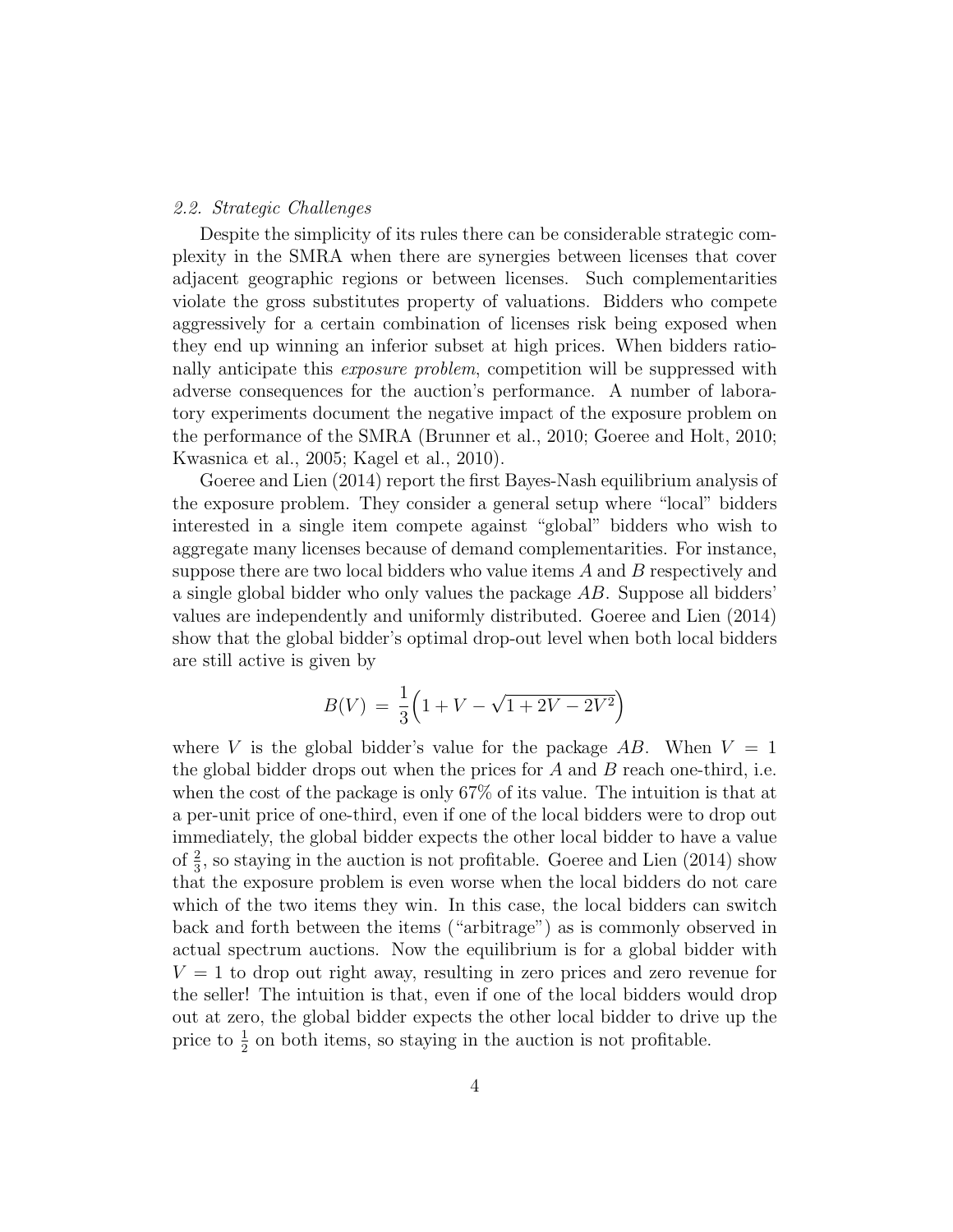### 2.2. Strategic Challenges

Despite the simplicity of its rules there can be considerable strategic complexity in the SMRA when there are synergies between licenses that cover adjacent geographic regions or between licenses. Such complementarities violate the gross substitutes property of valuations. Bidders who compete aggressively for a certain combination of licenses risk being exposed when they end up winning an inferior subset at high prices. When bidders rationally anticipate this *exposure problem*, competition will be suppressed with adverse consequences for the auction's performance. A number of laboratory experiments document the negative impact of the exposure problem on the performance of the SMRA (Brunner et al., 2010; Goeree and Holt, 2010; Kwasnica et al., 2005; Kagel et al., 2010).

Goeree and Lien (2014) report the first Bayes-Nash equilibrium analysis of the exposure problem. They consider a general setup where "local" bidders interested in a single item compete against "global" bidders who wish to aggregate many licenses because of demand complementarities. For instance, suppose there are two local bidders who value items $A$ and $B$ respectively and a single global bidder who only values the package $AB$. Suppose all bidders' values are independently and uniformly distributed. Goeree and Lien (2014) show that the global bidder's optimal drop-out level when both local bidders are still active is given by

$$B(V) \;=\; \frac{1}{3}\Big(1 + V - \sqrt{1 + 2V - 2V^2}\Big)$$

where $V$ is the global bidder's value for the package $AB$. When $V = 1$ the global bidder drops out when the prices for $A$ and $B$ reach one-third, i.e. when the cost of the package is only 67% of its value. The intuition is that at a per-unit price of one-third, even if one of the local bidders were to drop out immediately, the global bidder expects the other local bidder to have a value of $\frac{2}{3}$, so staying in the auction is not profitable. Goeree and Lien (2014) show that the exposure problem is even worse when the local bidders do not care which of the two items they win. In this case, the local bidders can switch back and forth between the items ("arbitrage") as is commonly observed in actual spectrum auctions. Now the equilibrium is for a global bidder with $V = 1$ to drop out right away, resulting in zero prices and zero revenue for the seller! The intuition is that, even if one of the local bidders would drop out at zero, the global bidder expects the other local bidder to drive up the price to $\frac{1}{2}$ on both items, so staying in the auction is not profitable.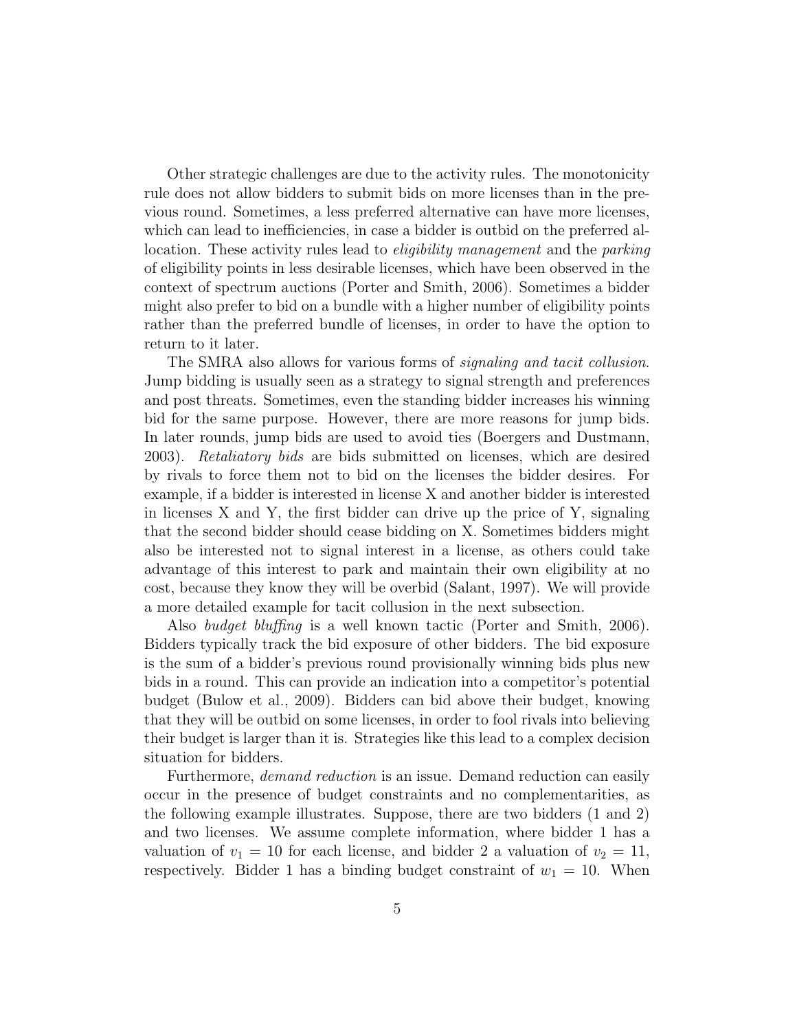Other strategic challenges are due to the activity rules. The monotonicity rule does not allow bidders to submit bids on more licenses than in the previous round. Sometimes, a less preferred alternative can have more licenses, which can lead to inefficiencies, in case a bidder is outbid on the preferred allocation. These activity rules lead to *eligibility management* and the *parking* of eligibility points in less desirable licenses, which have been observed in the context of spectrum auctions (Porter and Smith, 2006). Sometimes a bidder might also prefer to bid on a bundle with a higher number of eligibility points rather than the preferred bundle of licenses, in order to have the option to return to it later.

The SMRA also allows for various forms of *signaling and tacit collusion*. Jump bidding is usually seen as a strategy to signal strength and preferences and post threats. Sometimes, even the standing bidder increases his winning bid for the same purpose. However, there are more reasons for jump bids. In later rounds, jump bids are used to avoid ties (Boergers and Dustmann, 2003). *Retaliatory bids* are bids submitted on licenses, which are desired by rivals to force them not to bid on the licenses the bidder desires. For example, if a bidder is interested in license X and another bidder is interested in licenses X and Y, the first bidder can drive up the price of Y, signaling that the second bidder should cease bidding on X. Sometimes bidders might also be interested not to signal interest in a license, as others could take advantage of this interest to park and maintain their own eligibility at no cost, because they know they will be overbid (Salant, 1997). We will provide a more detailed example for tacit collusion in the next subsection.

Also *budget bluffing* is a well known tactic (Porter and Smith, 2006). Bidders typically track the bid exposure of other bidders. The bid exposure is the sum of a bidder's previous round provisionally winning bids plus new bids in a round. This can provide an indication into a competitor's potential budget (Bulow et al., 2009). Bidders can bid above their budget, knowing that they will be outbid on some licenses, in order to fool rivals into believing their budget is larger than it is. Strategies like this lead to a complex decision situation for bidders.

Furthermore, *demand reduction* is an issue. Demand reduction can easily occur in the presence of budget constraints and no complementarities, as the following example illustrates. Suppose, there are two bidders (1 and 2) and two licenses. We assume complete information, where bidder 1 has a valuation of $v_1 = 10$ for each license, and bidder 2 a valuation of $v_2 = 11$, respectively. Bidder 1 has a binding budget constraint of $w_1 = 10$. When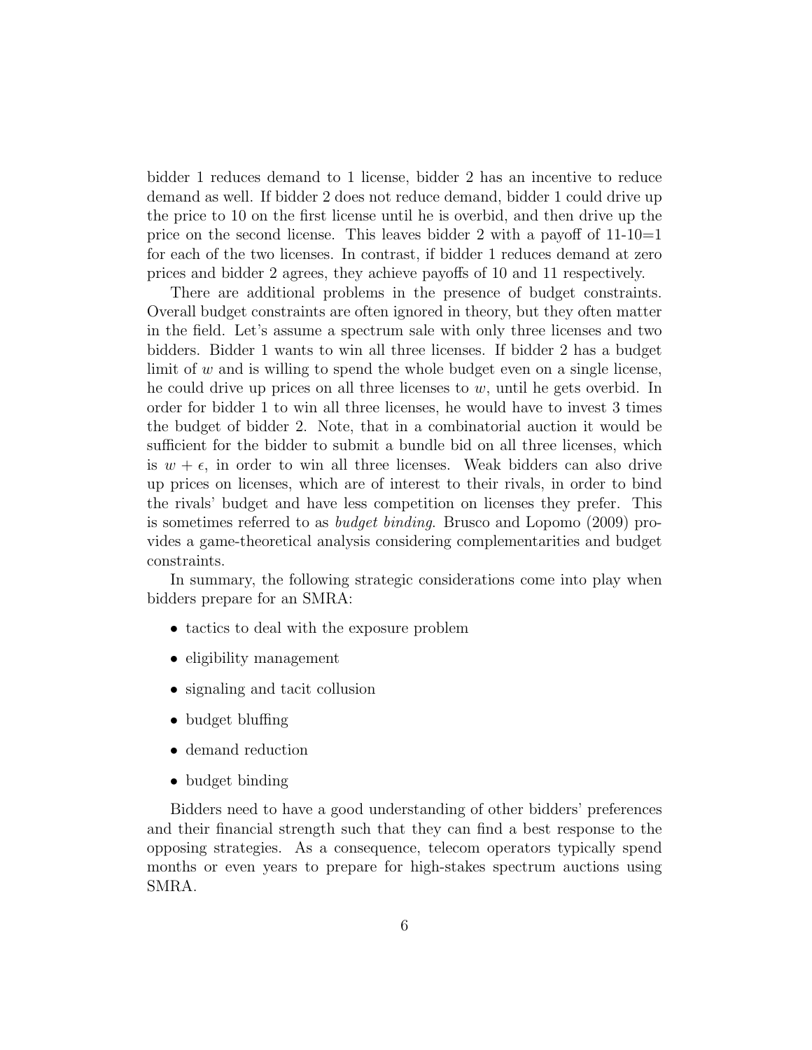bidder 1 reduces demand to 1 license, bidder 2 has an incentive to reduce demand as well. If bidder 2 does not reduce demand, bidder 1 could drive up the price to 10 on the first license until he is overbid, and then drive up the price on the second license. This leaves bidder 2 with a payoff of 11-10=1 for each of the two licenses. In contrast, if bidder 1 reduces demand at zero prices and bidder 2 agrees, they achieve payoffs of 10 and 11 respectively.

There are additional problems in the presence of budget constraints. Overall budget constraints are often ignored in theory, but they often matter in the field. Let's assume a spectrum sale with only three licenses and two bidders. Bidder 1 wants to win all three licenses. If bidder 2 has a budget limit of $w$ and is willing to spend the whole budget even on a single license, he could drive up prices on all three licenses to $w$, until he gets overbid. In order for bidder 1 to win all three licenses, he would have to invest 3 times the budget of bidder 2. Note, that in a combinatorial auction it would be sufficient for the bidder to submit a bundle bid on all three licenses, which is $w + \epsilon$, in order to win all three licenses. Weak bidders can also drive up prices on licenses, which are of interest to their rivals, in order to bind the rivals' budget and have less competition on licenses they prefer. This is sometimes referred to as *budget binding*. Brusco and Lopomo (2009) provides a game-theoretical analysis considering complementarities and budget constraints.

In summary, the following strategic considerations come into play when bidders prepare for an SMRA:

- tactics to deal with the exposure problem
- eligibility management
- signaling and tacit collusion
- budget bluffing
- demand reduction
- budget binding

Bidders need to have a good understanding of other bidders' preferences and their financial strength such that they can find a best response to the opposing strategies. As a consequence, telecom operators typically spend months or even years to prepare for high-stakes spectrum auctions using SMRA.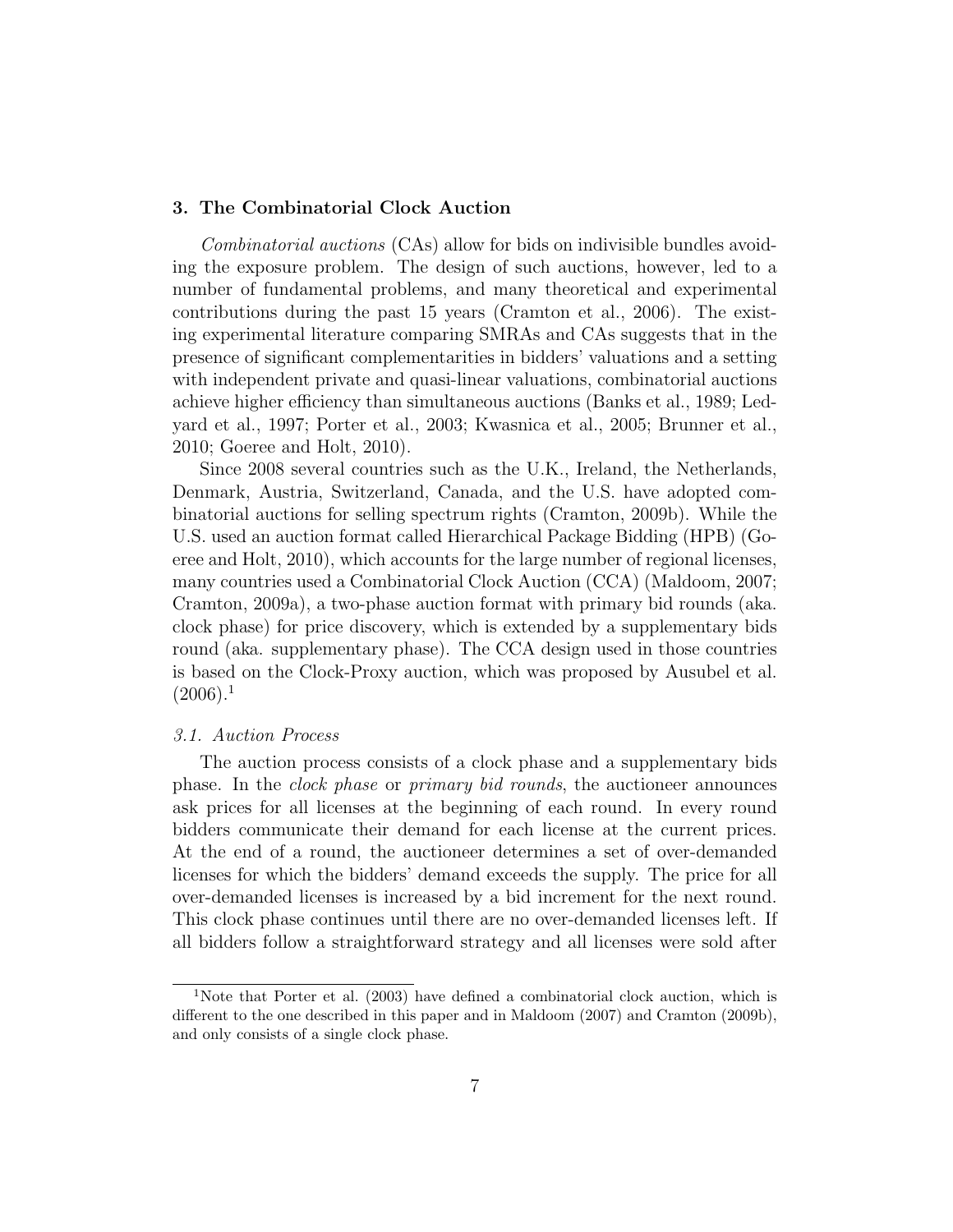## 3. The Combinatorial Clock Auction

*Combinatorial auctions* (CAs) allow for bids on indivisible bundles avoiding the exposure problem. The design of such auctions, however, led to a number of fundamental problems, and many theoretical and experimental contributions during the past 15 years (Cramton et al., 2006). The existing experimental literature comparing SMRAs and CAs suggests that in the presence of significant complementarities in bidders' valuations and a setting with independent private and quasi-linear valuations, combinatorial auctions achieve higher efficiency than simultaneous auctions (Banks et al., 1989; Ledyard et al., 1997; Porter et al., 2003; Kwasnica et al., 2005; Brunner et al., 2010; Goeree and Holt, 2010).

Since 2008 several countries such as the U.K., Ireland, the Netherlands, Denmark, Austria, Switzerland, Canada, and the U.S. have adopted combinatorial auctions for selling spectrum rights (Cramton, 2009b). While the U.S. used an auction format called Hierarchical Package Bidding (HPB) (Goeree and Holt, 2010), which accounts for the large number of regional licenses, many countries used a Combinatorial Clock Auction (CCA) (Maldoom, 2007; Cramton, 2009a), a two-phase auction format with primary bid rounds (aka. clock phase) for price discovery, which is extended by a supplementary bids round (aka. supplementary phase). The CCA design used in those countries is based on the Clock-Proxy auction, which was proposed by Ausubel et al. (2006).[1]

### *3.1. Auction Process*

The auction process consists of a clock phase and a supplementary bids phase. In the *clock phase* or *primary bid rounds*, the auctioneer announces ask prices for all licenses at the beginning of each round. In every round bidders communicate their demand for each license at the current prices. At the end of a round, the auctioneer determines a set of over-demanded licenses for which the bidders' demand exceeds the supply. The price for all over-demanded licenses is increased by a bid increment for the next round. This clock phase continues until there are no over-demanded licenses left. If all bidders follow a straightforward strategy and all licenses were sold after

[1] Note that Porter et al. (2003) have defined a combinatorial clock auction, which is different to the one described in this paper and in Maldoom (2007) and Cramton (2009b), and only consists of a single clock phase.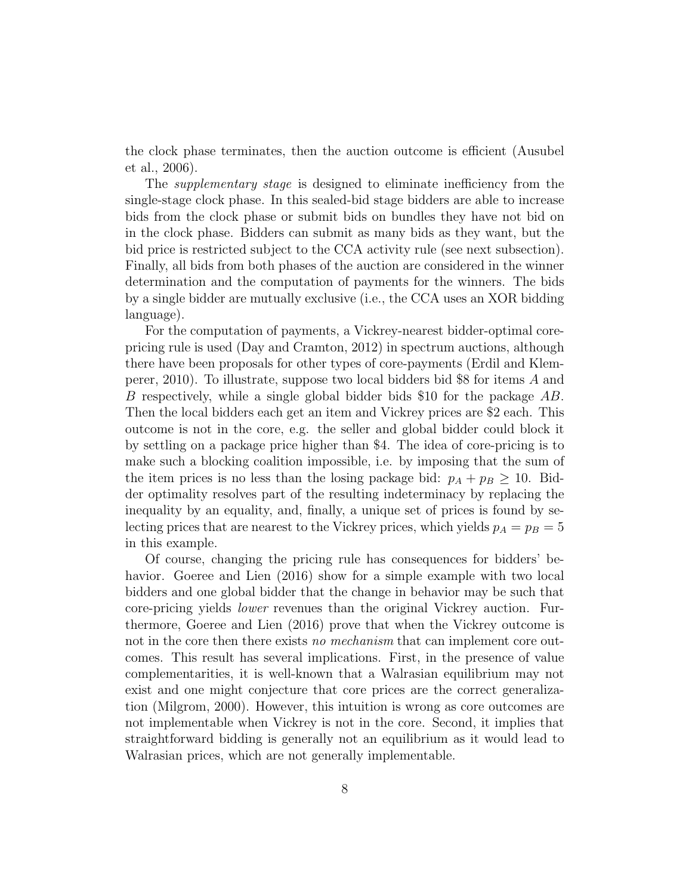the clock phase terminates, then the auction outcome is efficient (Ausubel et al., 2006).

The *supplementary stage* is designed to eliminate inefficiency from the single-stage clock phase. In this sealed-bid stage bidders are able to increase bids from the clock phase or submit bids on bundles they have not bid on in the clock phase. Bidders can submit as many bids as they want, but the bid price is restricted subject to the CCA activity rule (see next subsection). Finally, all bids from both phases of the auction are considered in the winner determination and the computation of payments for the winners. The bids by a single bidder are mutually exclusive (i.e., the CCA uses an XOR bidding language).

For the computation of payments, a Vickrey-nearest bidder-optimal core-pricing rule is used (Day and Cramton, 2012) in spectrum auctions, although there have been proposals for other types of core-payments (Erdil and Klemperer, 2010). To illustrate, suppose two local bidders bid \$8 for items $A$ and $B$ respectively, while a single global bidder bids \$10 for the package $AB$. Then the local bidders each get an item and Vickrey prices are \$2 each. This outcome is not in the core, e.g. the seller and global bidder could block it by settling on a package price higher than \$4. The idea of core-pricing is to make such a blocking coalition impossible, i.e. by imposing that the sum of the item prices is no less than the losing package bid: $p_A + p_B \geq 10$. Bidder optimality resolves part of the resulting indeterminacy by replacing the inequality by an equality, and, finally, a unique set of prices is found by selecting prices that are nearest to the Vickrey prices, which yields $p_A = p_B = 5$ in this example.

Of course, changing the pricing rule has consequences for bidders' behavior. Goeree and Lien (2016) show for a simple example with two local bidders and one global bidder that the change in behavior may be such that core-pricing yields *lower* revenues than the original Vickrey auction. Furthermore, Goeree and Lien (2016) prove that when the Vickrey outcome is not in the core then there exists *no mechanism* that can implement core outcomes. This result has several implications. First, in the presence of value complementarities, it is well-known that a Walrasian equilibrium may not exist and one might conjecture that core prices are the correct generalization (Milgrom, 2000). However, this intuition is wrong as core outcomes are not implementable when Vickrey is not in the core. Second, it implies that straightforward bidding is generally not an equilibrium as it would lead to Walrasian prices, which are not generally implementable.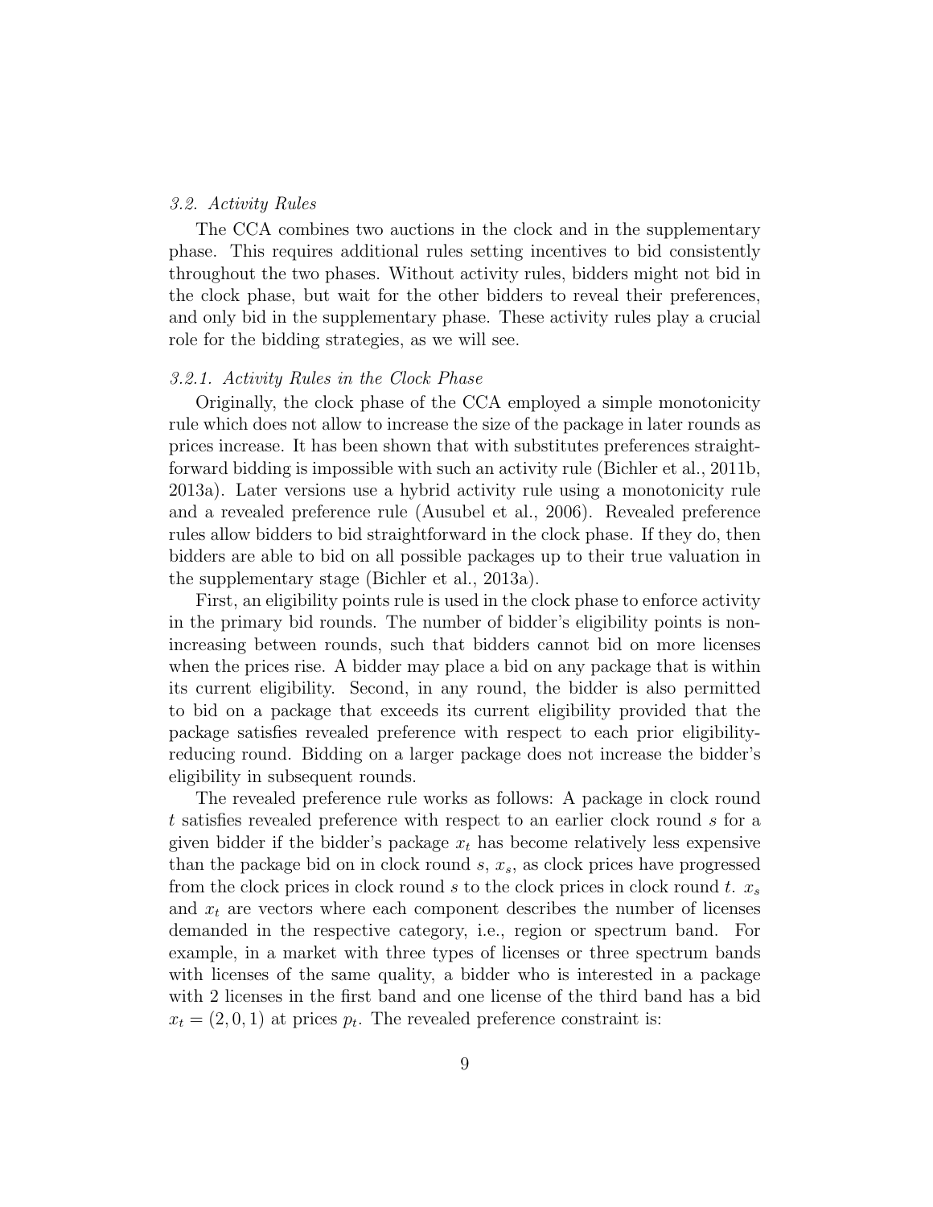### *3.2. Activity Rules*

The CCA combines two auctions in the clock and in the supplementary phase. This requires additional rules setting incentives to bid consistently throughout the two phases. Without activity rules, bidders might not bid in the clock phase, but wait for the other bidders to reveal their preferences, and only bid in the supplementary phase. These activity rules play a crucial role for the bidding strategies, as we will see.

#### *3.2.1. Activity Rules in the Clock Phase*

Originally, the clock phase of the CCA employed a simple monotonicity rule which does not allow to increase the size of the package in later rounds as prices increase. It has been shown that with substitutes preferences straightforward bidding is impossible with such an activity rule (Bichler et al., 2011b, 2013a). Later versions use a hybrid activity rule using a monotonicity rule and a revealed preference rule (Ausubel et al., 2006). Revealed preference rules allow bidders to bid straightforward in the clock phase. If they do, then bidders are able to bid on all possible packages up to their true valuation in the supplementary stage (Bichler et al., 2013a).

First, an eligibility points rule is used in the clock phase to enforce activity in the primary bid rounds. The number of bidder's eligibility points is non-increasing between rounds, such that bidders cannot bid on more licenses when the prices rise. A bidder may place a bid on any package that is within its current eligibility. Second, in any round, the bidder is also permitted to bid on a package that exceeds its current eligibility provided that the package satisfies revealed preference with respect to each prior eligibility-reducing round. Bidding on a larger package does not increase the bidder's eligibility in subsequent rounds.

The revealed preference rule works as follows: A package in clock round $t$ satisfies revealed preference with respect to an earlier clock round $s$ for a given bidder if the bidder's package $x_t$ has become relatively less expensive than the package bid on in clock round $s$, $x_s$, as clock prices have progressed from the clock prices in clock round $s$ to the clock prices in clock round $t$. $x_s$ and $x_t$ are vectors where each component describes the number of licenses demanded in the respective category, i.e., region or spectrum band. For example, in a market with three types of licenses or three spectrum bands with licenses of the same quality, a bidder who is interested in a package with 2 licenses in the first band and one license of the third band has a bid $x_t = (2, 0, 1)$ at prices $p_t$. The revealed preference constraint is: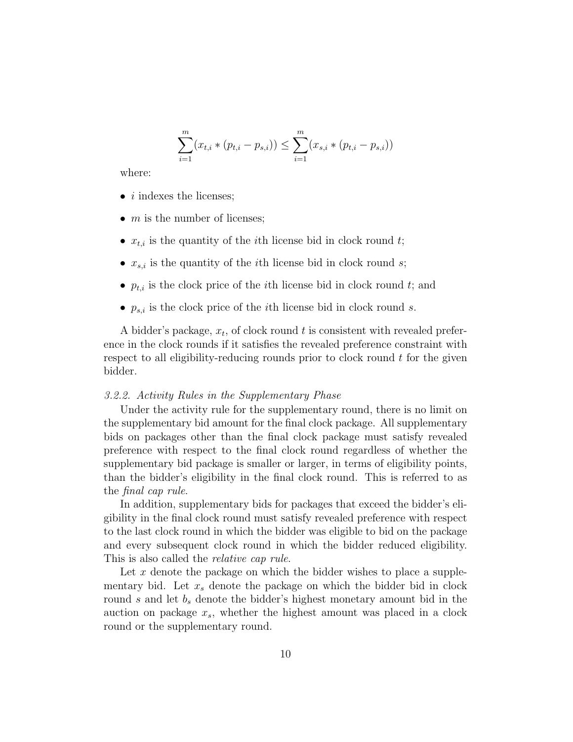$$\sum_{i=1}^{m}(x_{t,i} * (p_{t,i} - p_{s,i})) \leq \sum_{i=1}^{m}(x_{s,i} * (p_{t,i} - p_{s,i}))$$

where:

- $i$ indexes the licenses;
- $m$ is the number of licenses;
- $x_{t,i}$ is the quantity of the $i$th license bid in clock round $t$;
- $x_{s,i}$ is the quantity of the $i$th license bid in clock round $s$;
- $p_{t,i}$ is the clock price of the $i$th license bid in clock round $t$; and
- $p_{s,i}$ is the clock price of the $i$th license bid in clock round $s$.

A bidder's package, $x_t$, of clock round $t$ is consistent with revealed preference in the clock rounds if it satisfies the revealed preference constraint with respect to all eligibility-reducing rounds prior to clock round $t$ for the given bidder.

### *3.2.2. Activity Rules in the Supplementary Phase*

Under the activity rule for the supplementary round, there is no limit on the supplementary bid amount for the final clock package. All supplementary bids on packages other than the final clock package must satisfy revealed preference with respect to the final clock round regardless of whether the supplementary bid package is smaller or larger, in terms of eligibility points, than the bidder's eligibility in the final clock round. This is referred to as the *final cap rule*.

In addition, supplementary bids for packages that exceed the bidder's eligibility in the final clock round must satisfy revealed preference with respect to the last clock round in which the bidder was eligible to bid on the package and every subsequent clock round in which the bidder reduced eligibility. This is also called the *relative cap rule*.

Let $x$ denote the package on which the bidder wishes to place a supplementary bid. Let $x_s$ denote the package on which the bidder bid in clock round $s$ and let $b_s$ denote the bidder's highest monetary amount bid in the auction on package $x_s$, whether the highest amount was placed in a clock round or the supplementary round.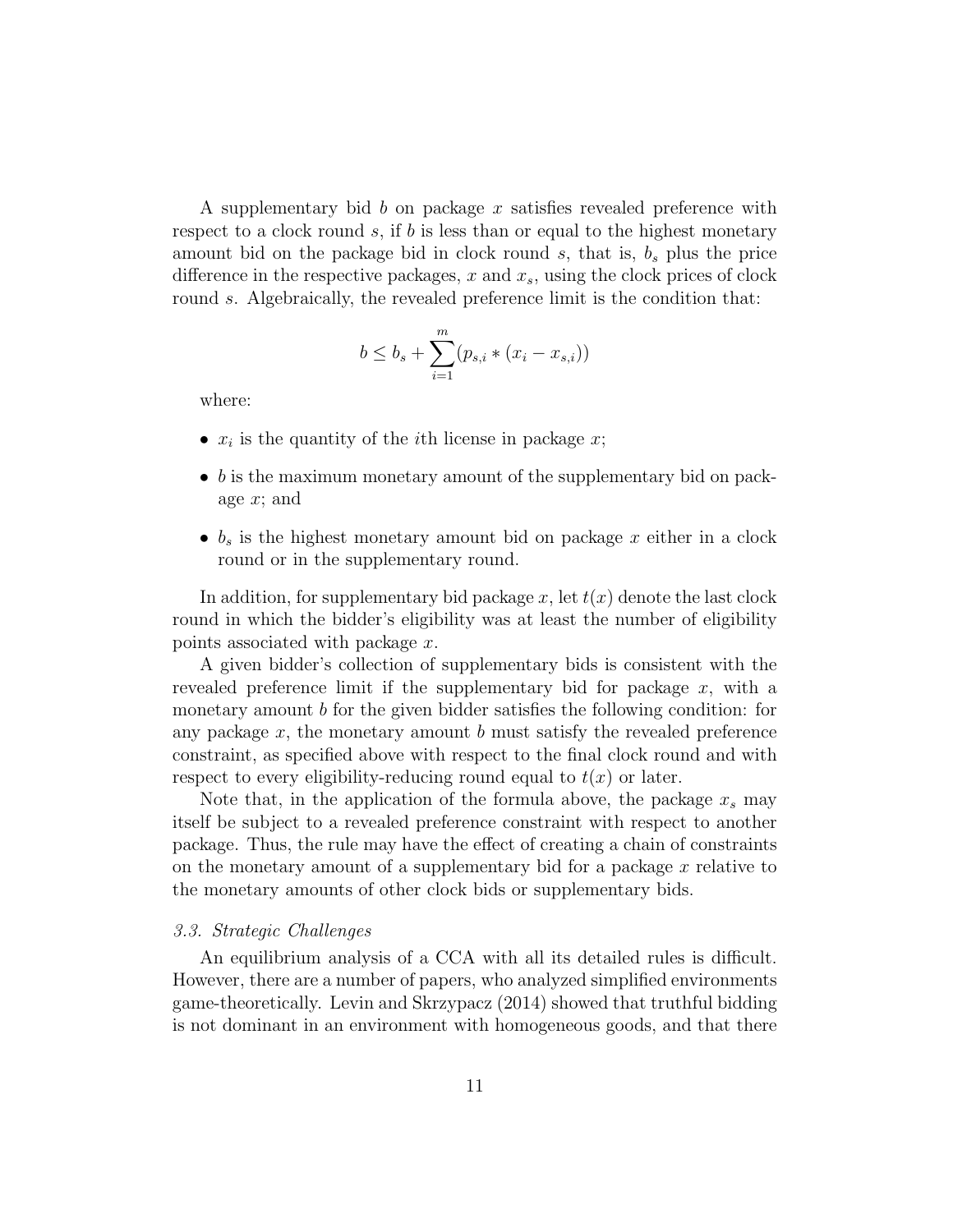A supplementary bid $b$ on package $x$ satisfies revealed preference with respect to a clock round $s$, if $b$ is less than or equal to the highest monetary amount bid on the package bid in clock round $s$, that is, $b_s$ plus the price difference in the respective packages, $x$ and $x_s$, using the clock prices of clock round $s$. Algebraically, the revealed preference limit is the condition that:

$$b \leq b_s + \sum_{i=1}^{m} (p_{s,i} * (x_i - x_{s,i}))$$

where:

- $x_i$ is the quantity of the $i$th license in package $x$;
- $b$ is the maximum monetary amount of the supplementary bid on package $x$; and
- $b_s$ is the highest monetary amount bid on package $x$ either in a clock round or in the supplementary round.

In addition, for supplementary bid package $x$, let $t(x)$ denote the last clock round in which the bidder's eligibility was at least the number of eligibility points associated with package $x$.

A given bidder's collection of supplementary bids is consistent with the revealed preference limit if the supplementary bid for package $x$, with a monetary amount $b$ for the given bidder satisfies the following condition: for any package $x$, the monetary amount $b$ must satisfy the revealed preference constraint, as specified above with respect to the final clock round and with respect to every eligibility-reducing round equal to $t(x)$ or later.

Note that, in the application of the formula above, the package $x_s$ may itself be subject to a revealed preference constraint with respect to another package. Thus, the rule may have the effect of creating a chain of constraints on the monetary amount of a supplementary bid for a package $x$ relative to the monetary amounts of other clock bids or supplementary bids.

### *3.3. Strategic Challenges*

An equilibrium analysis of a CCA with all its detailed rules is difficult. However, there are a number of papers, who analyzed simplified environments game-theoretically. Levin and Skrzypacz (2014) showed that truthful bidding is not dominant in an environment with homogeneous goods, and that there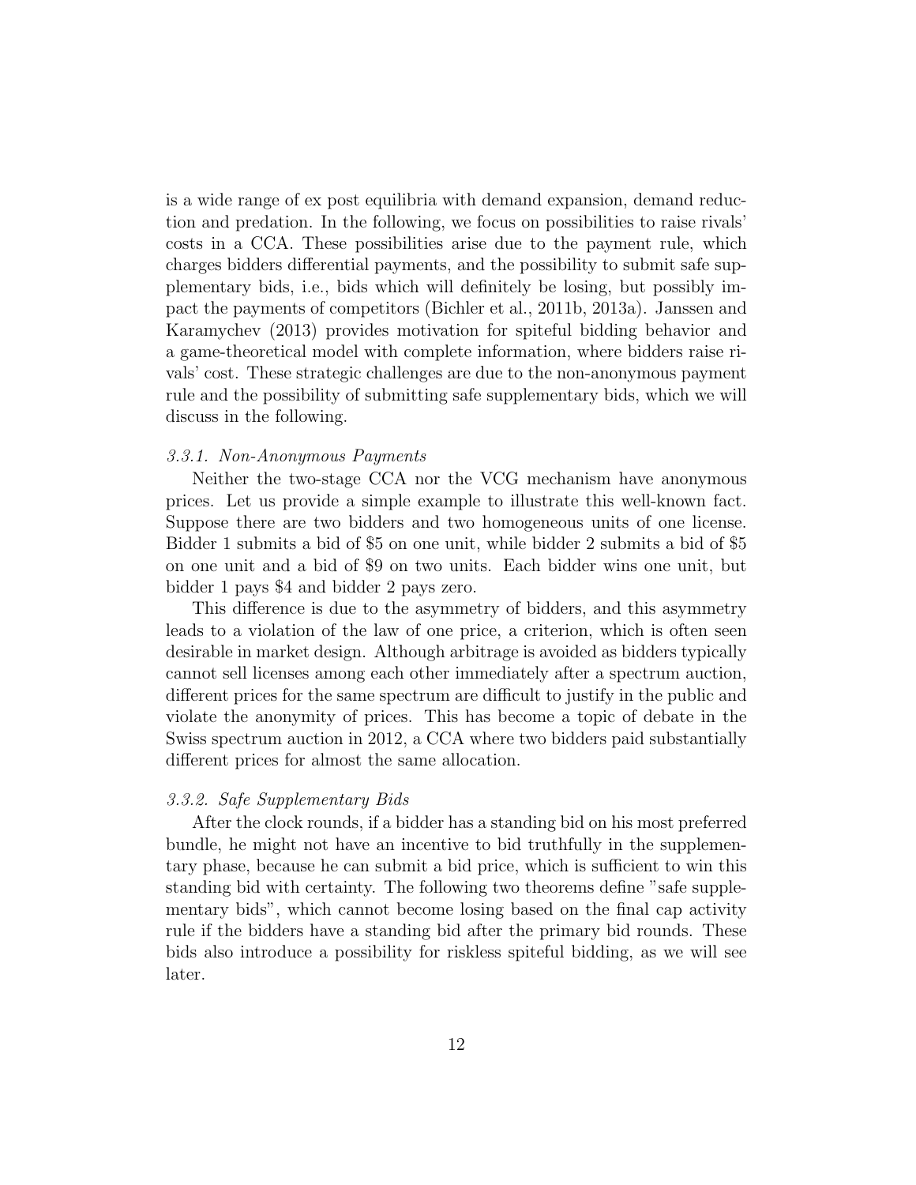is a wide range of ex post equilibria with demand expansion, demand reduction and predation. In the following, we focus on possibilities to raise rivals' costs in a CCA. These possibilities arise due to the payment rule, which charges bidders differential payments, and the possibility to submit safe supplementary bids, i.e., bids which will definitely be losing, but possibly impact the payments of competitors (Bichler et al., 2011b, 2013a). Janssen and Karamychev (2013) provides motivation for spiteful bidding behavior and a game-theoretical model with complete information, where bidders raise rivals' cost. These strategic challenges are due to the non-anonymous payment rule and the possibility of submitting safe supplementary bids, which we will discuss in the following.

### *3.3.1. Non-Anonymous Payments*

Neither the two-stage CCA nor the VCG mechanism have anonymous prices. Let us provide a simple example to illustrate this well-known fact. Suppose there are two bidders and two homogeneous units of one license. Bidder 1 submits a bid of $5 on one unit, while bidder 2 submits a bid of $5 on one unit and a bid of $9 on two units. Each bidder wins one unit, but bidder 1 pays $4 and bidder 2 pays zero.

This difference is due to the asymmetry of bidders, and this asymmetry leads to a violation of the law of one price, a criterion, which is often seen desirable in market design. Although arbitrage is avoided as bidders typically cannot sell licenses among each other immediately after a spectrum auction, different prices for the same spectrum are difficult to justify in the public and violate the anonymity of prices. This has become a topic of debate in the Swiss spectrum auction in 2012, a CCA where two bidders paid substantially different prices for almost the same allocation.

### *3.3.2. Safe Supplementary Bids*

After the clock rounds, if a bidder has a standing bid on his most preferred bundle, he might not have an incentive to bid truthfully in the supplementary phase, because he can submit a bid price, which is sufficient to win this standing bid with certainty. The following two theorems define "safe supplementary bids", which cannot become losing based on the final cap activity rule if the bidders have a standing bid after the primary bid rounds. These bids also introduce a possibility for riskless spiteful bidding, as we will see later.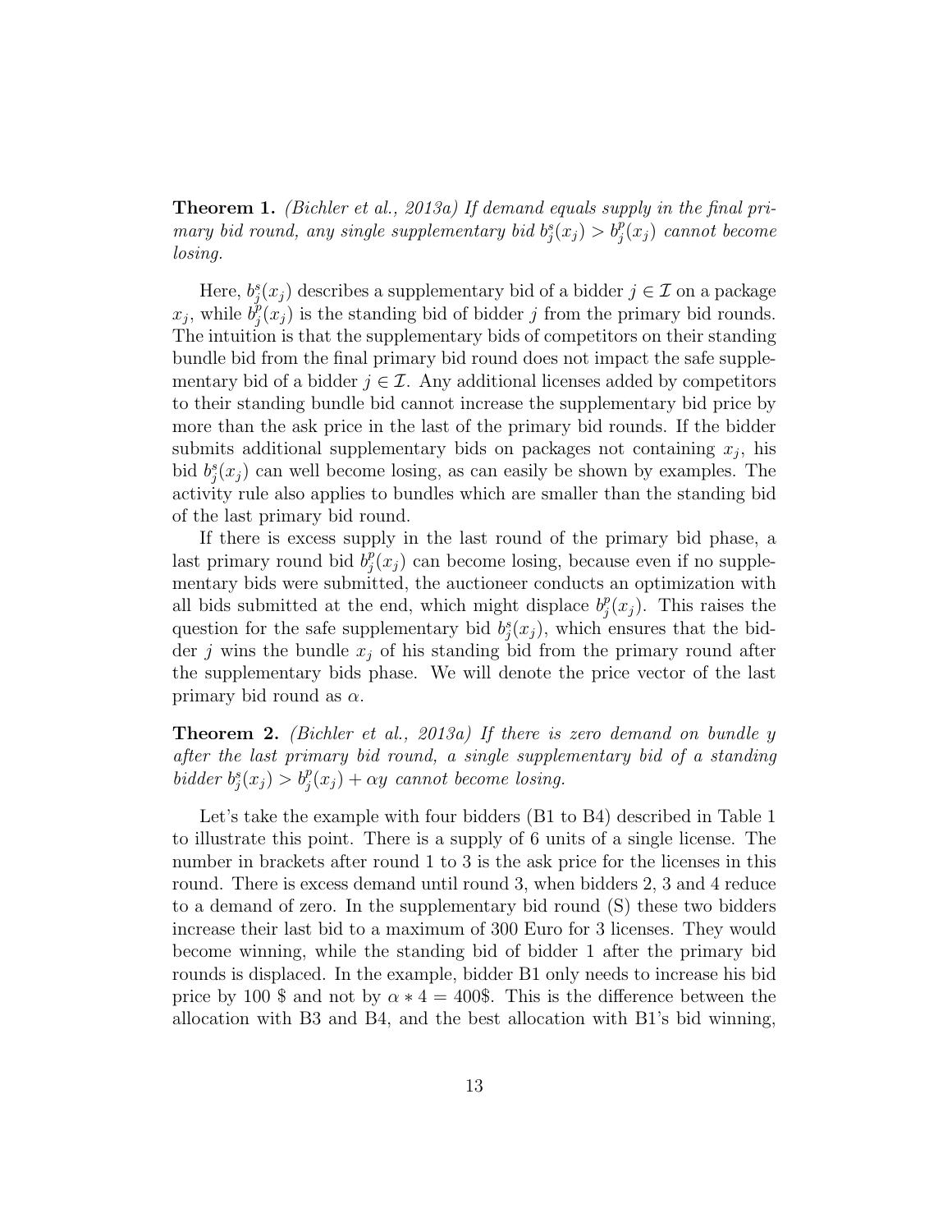**Theorem 1.** *(Bichler et al., 2013a) If demand equals supply in the final primary bid round, any single supplementary bid $b_j^s(x_j) > b_j^p(x_j)$ cannot become losing.*

Here, $b_j^s(x_j)$ describes a supplementary bid of a bidder $j \in \mathcal{I}$ on a package $x_j$, while $b_j^p(x_j)$ is the standing bid of bidder $j$ from the primary bid rounds. The intuition is that the supplementary bids of competitors on their standing bundle bid from the final primary bid round does not impact the safe supplementary bid of a bidder $j \in \mathcal{I}$. Any additional licenses added by competitors to their standing bundle bid cannot increase the supplementary bid price by more than the ask price in the last of the primary bid rounds. If the bidder submits additional supplementary bids on packages not containing $x_j$, his bid $b_j^s(x_j)$ can well become losing, as can easily be shown by examples. The activity rule also applies to bundles which are smaller than the standing bid of the last primary bid round.

If there is excess supply in the last round of the primary bid phase, a last primary round bid $b_j^p(x_j)$ can become losing, because even if no supplementary bids were submitted, the auctioneer conducts an optimization with all bids submitted at the end, which might displace $b_j^p(x_j)$. This raises the question for the safe supplementary bid $b_j^s(x_j)$, which ensures that the bidder $j$ wins the bundle $x_j$ of his standing bid from the primary round after the supplementary bids phase. We will denote the price vector of the last primary bid round as $\alpha$.

**Theorem 2.** *(Bichler et al., 2013a) If there is zero demand on bundle $y$ after the last primary bid round, a single supplementary bid of a standing bidder $b_j^s(x_j) > b_j^p(x_j) + \alpha y$ cannot become losing.*

Let's take the example with four bidders (B1 to B4) described in Table 1 to illustrate this point. There is a supply of 6 units of a single license. The number in brackets after round 1 to 3 is the ask price for the licenses in this round. There is excess demand until round 3, when bidders 2, 3 and 4 reduce to a demand of zero. In the supplementary bid round (S) these two bidders increase their last bid to a maximum of 300 Euro for 3 licenses. They would become winning, while the standing bid of bidder 1 after the primary bid rounds is displaced. In the example, bidder B1 only needs to increase his bid price by 100 $ and not by $\alpha * 4 = 400$$. This is the difference between the allocation with B3 and B4, and the best allocation with B1's bid winning,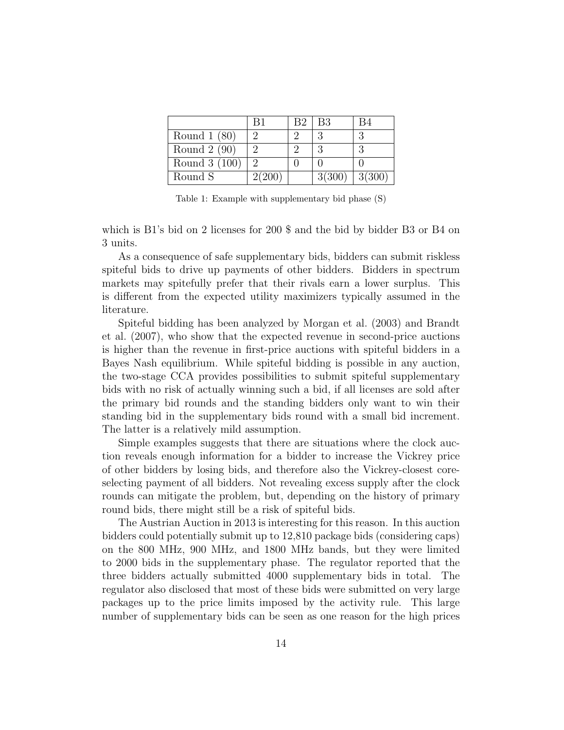| | B1 | B2 | B3 | B4 |
|---|---|---|---|---|
| Round 1 (80) | 2 | 2 | 3 | 3 |
| Round 2 (90) | 2 | 2 | 3 | 3 |
| Round 3 (100) | 2 | 0 | 0 | 0 |
| Round S | 2(200) | | 3(300) | 3(300) |

Table 1: Example with supplementary bid phase (S)

which is B1's bid on 2 licenses for 200 $ and the bid by bidder B3 or B4 on 3 units.

As a consequence of safe supplementary bids, bidders can submit riskless spiteful bids to drive up payments of other bidders. Bidders in spectrum markets may spitefully prefer that their rivals earn a lower surplus. This is different from the expected utility maximizers typically assumed in the literature.

Spiteful bidding has been analyzed by Morgan et al. (2003) and Brandt et al. (2007), who show that the expected revenue in second-price auctions is higher than the revenue in first-price auctions with spiteful bidders in a Bayes Nash equilibrium. While spiteful bidding is possible in any auction, the two-stage CCA provides possibilities to submit spiteful supplementary bids with no risk of actually winning such a bid, if all licenses are sold after the primary bid rounds and the standing bidders only want to win their standing bid in the supplementary bids round with a small bid increment. The latter is a relatively mild assumption.

Simple examples suggests that there are situations where the clock auction reveals enough information for a bidder to increase the Vickrey price of other bidders by losing bids, and therefore also the Vickrey-closest core-selecting payment of all bidders. Not revealing excess supply after the clock rounds can mitigate the problem, but, depending on the history of primary round bids, there might still be a risk of spiteful bids.

The Austrian Auction in 2013 is interesting for this reason. In this auction bidders could potentially submit up to 12,810 package bids (considering caps) on the 800 MHz, 900 MHz, and 1800 MHz bands, but they were limited to 2000 bids in the supplementary phase. The regulator reported that the three bidders actually submitted 4000 supplementary bids in total. The regulator also disclosed that most of these bids were submitted on very large packages up to the price limits imposed by the activity rule. This large number of supplementary bids can be seen as one reason for the high prices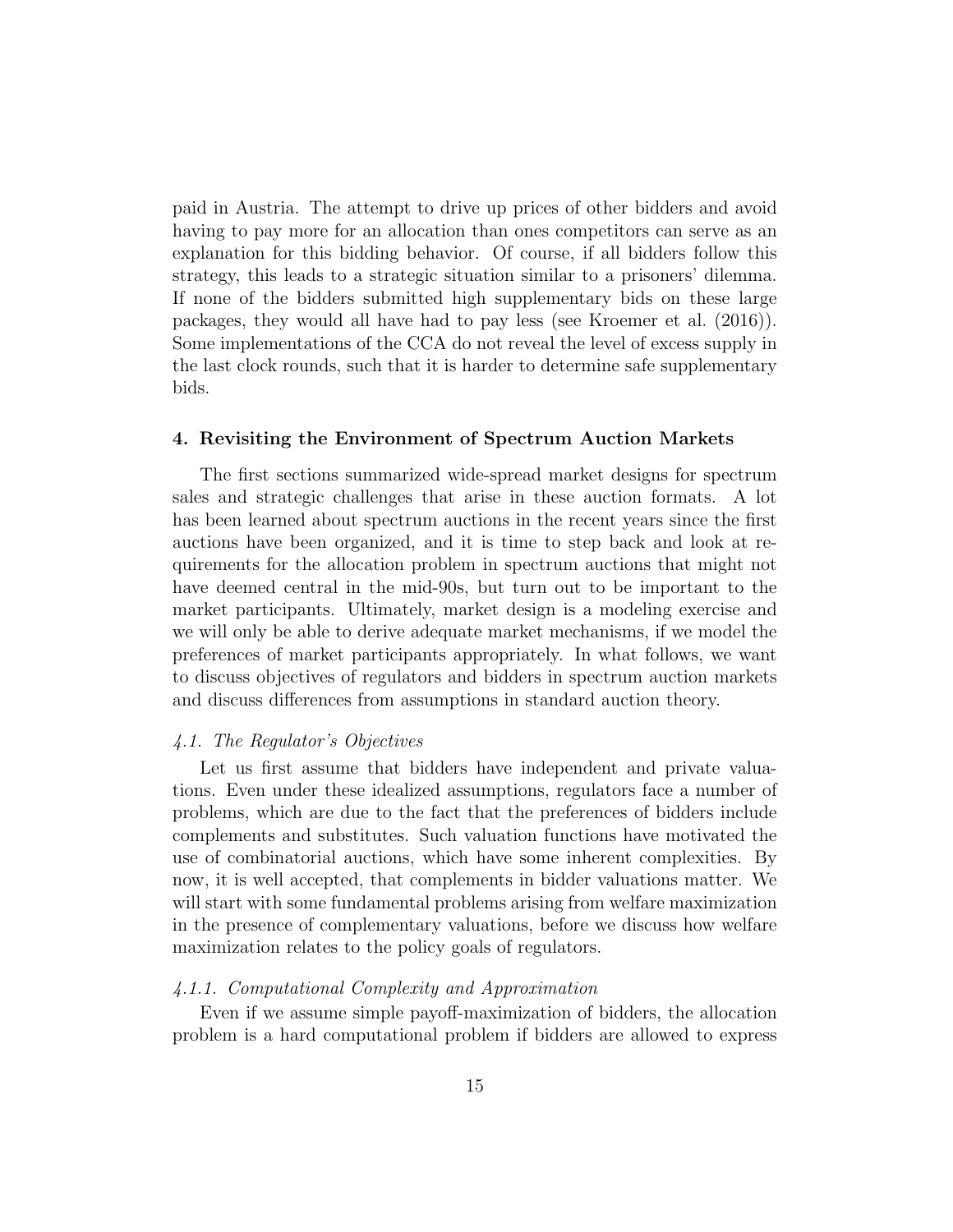paid in Austria. The attempt to drive up prices of other bidders and avoid having to pay more for an allocation than ones competitors can serve as an explanation for this bidding behavior. Of course, if all bidders follow this strategy, this leads to a strategic situation similar to a prisoners' dilemma. If none of the bidders submitted high supplementary bids on these large packages, they would all have had to pay less (see Kroemer et al. (2016)). Some implementations of the CCA do not reveal the level of excess supply in the last clock rounds, such that it is harder to determine safe supplementary bids.

## 4. Revisiting the Environment of Spectrum Auction Markets

The first sections summarized wide-spread market designs for spectrum sales and strategic challenges that arise in these auction formats. A lot has been learned about spectrum auctions in the recent years since the first auctions have been organized, and it is time to step back and look at requirements for the allocation problem in spectrum auctions that might not have deemed central in the mid-90s, but turn out to be important to the market participants. Ultimately, market design is a modeling exercise and we will only be able to derive adequate market mechanisms, if we model the preferences of market participants appropriately. In what follows, we want to discuss objectives of regulators and bidders in spectrum auction markets and discuss differences from assumptions in standard auction theory.

### *4.1. The Regulator's Objectives*

Let us first assume that bidders have independent and private valuations. Even under these idealized assumptions, regulators face a number of problems, which are due to the fact that the preferences of bidders include complements and substitutes. Such valuation functions have motivated the use of combinatorial auctions, which have some inherent complexities. By now, it is well accepted, that complements in bidder valuations matter. We will start with some fundamental problems arising from welfare maximization in the presence of complementary valuations, before we discuss how welfare maximization relates to the policy goals of regulators.

#### *4.1.1. Computational Complexity and Approximation*

Even if we assume simple payoff-maximization of bidders, the allocation problem is a hard computational problem if bidders are allowed to express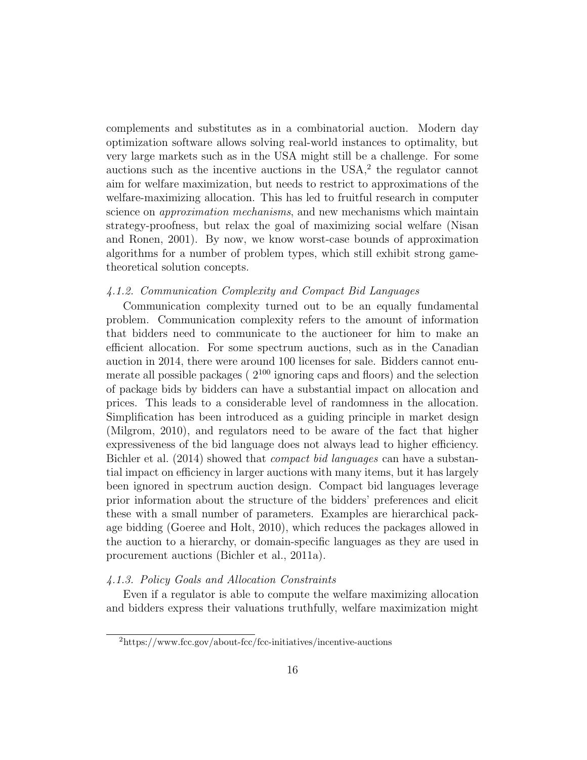complements and substitutes as in a combinatorial auction. Modern day optimization software allows solving real-world instances to optimality, but very large markets such as in the USA might still be a challenge. For some auctions such as the incentive auctions in the USA,[2] the regulator cannot aim for welfare maximization, but needs to restrict to approximations of the welfare-maximizing allocation. This has led to fruitful research in computer science on *approximation mechanisms*, and new mechanisms which maintain strategy-proofness, but relax the goal of maximizing social welfare (Nisan and Ronen, 2001). By now, we know worst-case bounds of approximation algorithms for a number of problem types, which still exhibit strong game-theoretical solution concepts.

### *4.1.2. Communication Complexity and Compact Bid Languages*

Communication complexity turned out to be an equally fundamental problem. Communication complexity refers to the amount of information that bidders need to communicate to the auctioneer for him to make an efficient allocation. For some spectrum auctions, such as in the Canadian auction in 2014, there were around 100 licenses for sale. Bidders cannot enumerate all possible packages ( $2^{100}$ ignoring caps and floors) and the selection of package bids by bidders can have a substantial impact on allocation and prices. This leads to a considerable level of randomness in the allocation. Simplification has been introduced as a guiding principle in market design (Milgrom, 2010), and regulators need to be aware of the fact that higher expressiveness of the bid language does not always lead to higher efficiency. Bichler et al. (2014) showed that *compact bid languages* can have a substantial impact on efficiency in larger auctions with many items, but it has largely been ignored in spectrum auction design. Compact bid languages leverage prior information about the structure of the bidders' preferences and elicit these with a small number of parameters. Examples are hierarchical package bidding (Goeree and Holt, 2010), which reduces the packages allowed in the auction to a hierarchy, or domain-specific languages as they are used in procurement auctions (Bichler et al., 2011a).

### *4.1.3. Policy Goals and Allocation Constraints*

Even if a regulator is able to compute the welfare maximizing allocation and bidders express their valuations truthfully, welfare maximization might

[2] https://www.fcc.gov/about-fcc/fcc-initiatives/incentive-auctions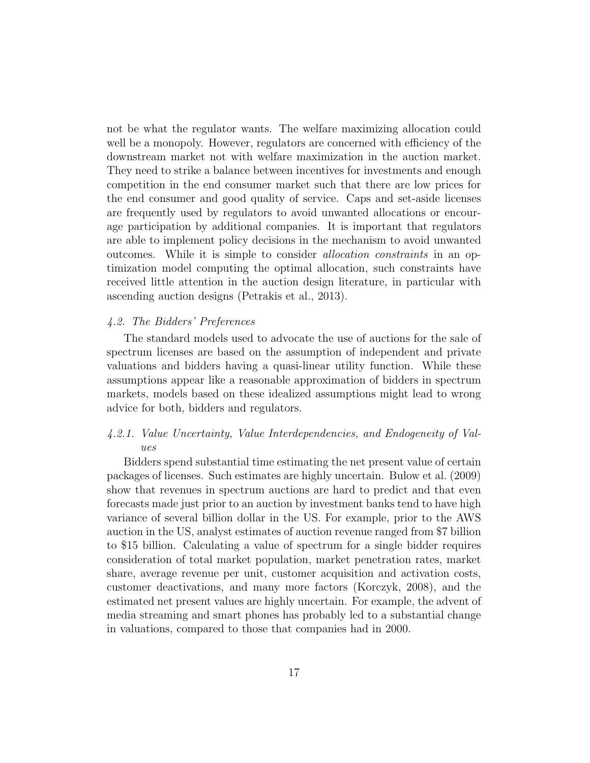not be what the regulator wants. The welfare maximizing allocation could well be a monopoly. However, regulators are concerned with efficiency of the downstream market not with welfare maximization in the auction market. They need to strike a balance between incentives for investments and enough competition in the end consumer market such that there are low prices for the end consumer and good quality of service. Caps and set-aside licenses are frequently used by regulators to avoid unwanted allocations or encourage participation by additional companies. It is important that regulators are able to implement policy decisions in the mechanism to avoid unwanted outcomes. While it is simple to consider *allocation constraints* in an optimization model computing the optimal allocation, such constraints have received little attention in the auction design literature, in particular with ascending auction designs (Petrakis et al., 2013).

### *4.2. The Bidders' Preferences*

The standard models used to advocate the use of auctions for the sale of spectrum licenses are based on the assumption of independent and private valuations and bidders having a quasi-linear utility function. While these assumptions appear like a reasonable approximation of bidders in spectrum markets, models based on these idealized assumptions might lead to wrong advice for both, bidders and regulators.

#### *4.2.1. Value Uncertainty, Value Interdependencies, and Endogeneity of Values*

Bidders spend substantial time estimating the net present value of certain packages of licenses. Such estimates are highly uncertain. Bulow et al. (2009) show that revenues in spectrum auctions are hard to predict and that even forecasts made just prior to an auction by investment banks tend to have high variance of several billion dollar in the US. For example, prior to the AWS auction in the US, analyst estimates of auction revenue ranged from $7 billion to $15 billion. Calculating a value of spectrum for a single bidder requires consideration of total market population, market penetration rates, market share, average revenue per unit, customer acquisition and activation costs, customer deactivations, and many more factors (Korczyk, 2008), and the estimated net present values are highly uncertain. For example, the advent of media streaming and smart phones has probably led to a substantial change in valuations, compared to those that companies had in 2000.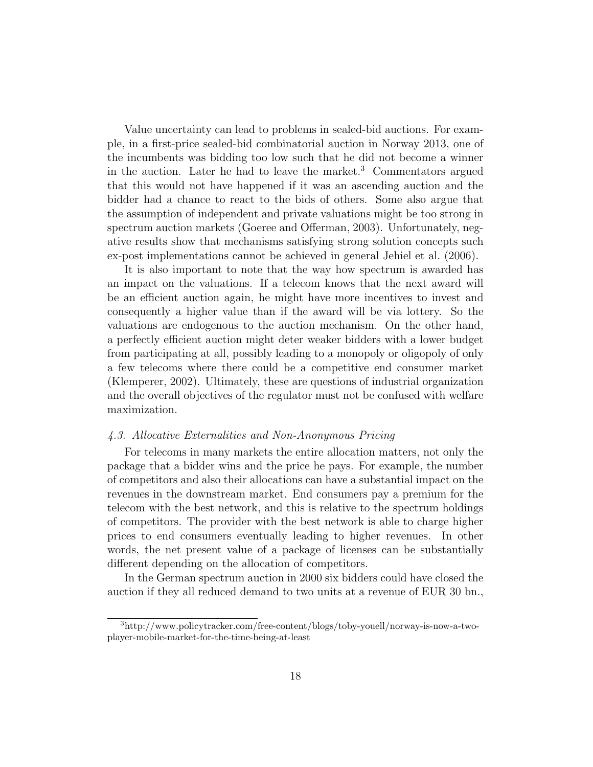Value uncertainty can lead to problems in sealed-bid auctions. For example, in a first-price sealed-bid combinatorial auction in Norway 2013, one of the incumbents was bidding too low such that he did not become a winner in the auction. Later he had to leave the market.[3] Commentators argued that this would not have happened if it was an ascending auction and the bidder had a chance to react to the bids of others. Some also argue that the assumption of independent and private valuations might be too strong in spectrum auction markets (Goeree and Offerman, 2003). Unfortunately, negative results show that mechanisms satisfying strong solution concepts such ex-post implementations cannot be achieved in general Jehiel et al. (2006).

It is also important to note that the way how spectrum is awarded has an impact on the valuations. If a telecom knows that the next award will be an efficient auction again, he might have more incentives to invest and consequently a higher value than if the award will be via lottery. So the valuations are endogenous to the auction mechanism. On the other hand, a perfectly efficient auction might deter weaker bidders with a lower budget from participating at all, possibly leading to a monopoly or oligopoly of only a few telecoms where there could be a competitive end consumer market (Klemperer, 2002). Ultimately, these are questions of industrial organization and the overall objectives of the regulator must not be confused with welfare maximization.

### *4.3. Allocative Externalities and Non-Anonymous Pricing*

For telecoms in many markets the entire allocation matters, not only the package that a bidder wins and the price he pays. For example, the number of competitors and also their allocations can have a substantial impact on the revenues in the downstream market. End consumers pay a premium for the telecom with the best network, and this is relative to the spectrum holdings of competitors. The provider with the best network is able to charge higher prices to end consumers eventually leading to higher revenues. In other words, the net present value of a package of licenses can be substantially different depending on the allocation of competitors.

In the German spectrum auction in 2000 six bidders could have closed the auction if they all reduced demand to two units at a revenue of EUR 30 bn.,

[3] http://www.policytracker.com/free-content/blogs/toby-youell/norway-is-now-a-two-player-mobile-market-for-the-time-being-at-least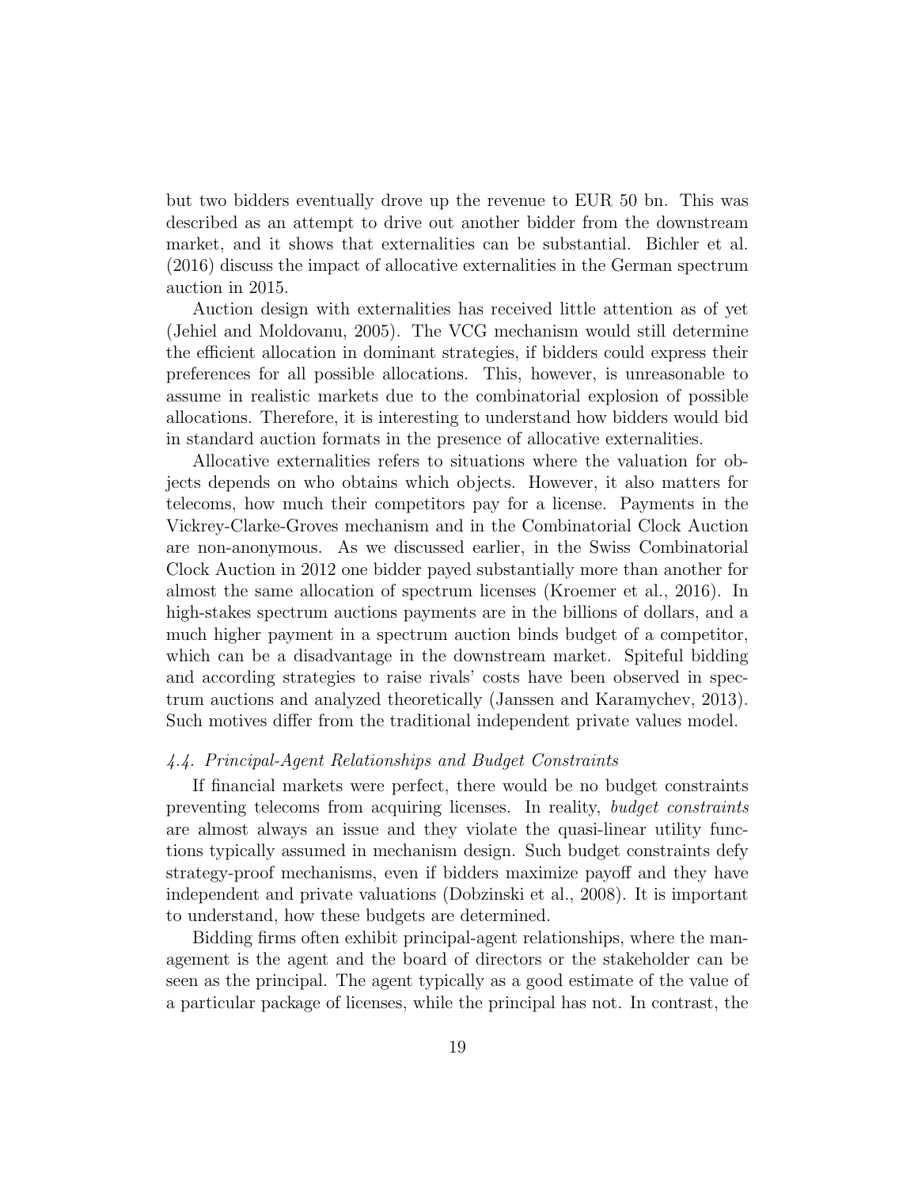but two bidders eventually drove up the revenue to EUR 50 bn. This was described as an attempt to drive out another bidder from the downstream market, and it shows that externalities can be substantial. Bichler et al. (2016) discuss the impact of allocative externalities in the German spectrum auction in 2015.

Auction design with externalities has received little attention as of yet (Jehiel and Moldovanu, 2005). The VCG mechanism would still determine the efficient allocation in dominant strategies, if bidders could express their preferences for all possible allocations. This, however, is unreasonable to assume in realistic markets due to the combinatorial explosion of possible allocations. Therefore, it is interesting to understand how bidders would bid in standard auction formats in the presence of allocative externalities.

Allocative externalities refers to situations where the valuation for objects depends on who obtains which objects. However, it also matters for telecoms, how much their competitors pay for a license. Payments in the Vickrey-Clarke-Groves mechanism and in the Combinatorial Clock Auction are non-anonymous. As we discussed earlier, in the Swiss Combinatorial Clock Auction in 2012 one bidder payed substantially more than another for almost the same allocation of spectrum licenses (Kroemer et al., 2016). In high-stakes spectrum auctions payments are in the billions of dollars, and a much higher payment in a spectrum auction binds budget of a competitor, which can be a disadvantage in the downstream market. Spiteful bidding and according strategies to raise rivals' costs have been observed in spectrum auctions and analyzed theoretically (Janssen and Karamychev, 2013). Such motives differ from the traditional independent private values model.

### *4.4. Principal-Agent Relationships and Budget Constraints*

If financial markets were perfect, there would be no budget constraints preventing telecoms from acquiring licenses. In reality, *budget constraints* are almost always an issue and they violate the quasi-linear utility functions typically assumed in mechanism design. Such budget constraints defy strategy-proof mechanisms, even if bidders maximize payoff and they have independent and private valuations (Dobzinski et al., 2008). It is important to understand, how these budgets are determined.

Bidding firms often exhibit principal-agent relationships, where the management is the agent and the board of directors or the stakeholder can be seen as the principal. The agent typically as a good estimate of the value of a particular package of licenses, while the principal has not. In contrast, the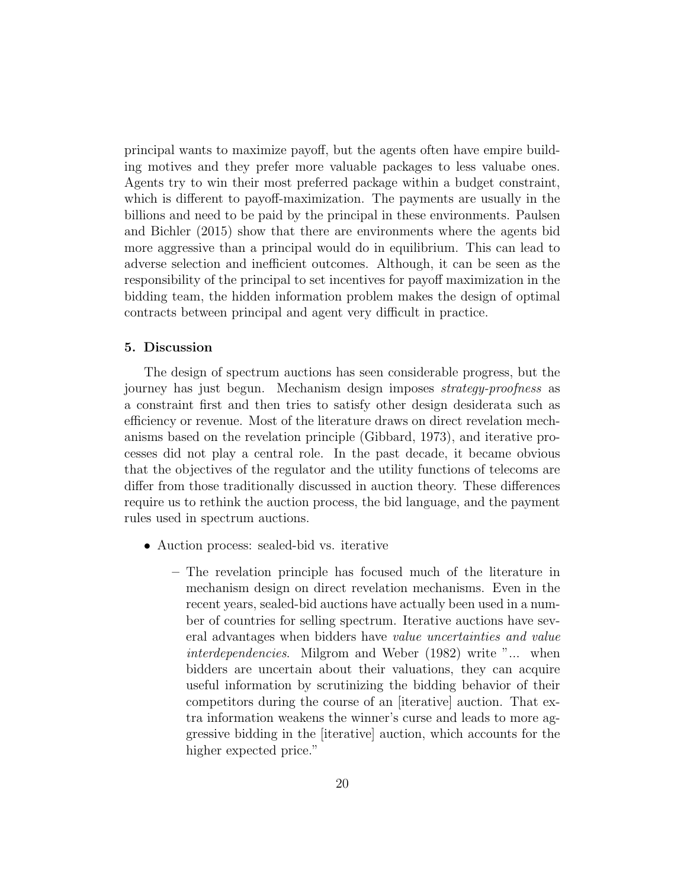principal wants to maximize payoff, but the agents often have empire building motives and they prefer more valuable packages to less valuabe ones. Agents try to win their most preferred package within a budget constraint, which is different to payoff-maximization. The payments are usually in the billions and need to be paid by the principal in these environments. Paulsen and Bichler (2015) show that there are environments where the agents bid more aggressive than a principal would do in equilibrium. This can lead to adverse selection and inefficient outcomes. Although, it can be seen as the responsibility of the principal to set incentives for payoff maximization in the bidding team, the hidden information problem makes the design of optimal contracts between principal and agent very difficult in practice.

## 5. Discussion

The design of spectrum auctions has seen considerable progress, but the journey has just begun. Mechanism design imposes *strategy-proofness* as a constraint first and then tries to satisfy other design desiderata such as efficiency or revenue. Most of the literature draws on direct revelation mechanisms based on the revelation principle (Gibbard, 1973), and iterative processes did not play a central role. In the past decade, it became obvious that the objectives of the regulator and the utility functions of telecoms are differ from those traditionally discussed in auction theory. These differences require us to rethink the auction process, the bid language, and the payment rules used in spectrum auctions.

- Auction process: sealed-bid vs. iterative
  - The revelation principle has focused much of the literature in mechanism design on direct revelation mechanisms. Even in the recent years, sealed-bid auctions have actually been used in a number of countries for selling spectrum. Iterative auctions have several advantages when bidders have *value uncertainties and value interdependencies*. Milgrom and Weber (1982) write "... when bidders are uncertain about their valuations, they can acquire useful information by scrutinizing the bidding behavior of their competitors during the course of an [iterative] auction. That extra information weakens the winner's curse and leads to more aggressive bidding in the [iterative] auction, which accounts for the higher expected price."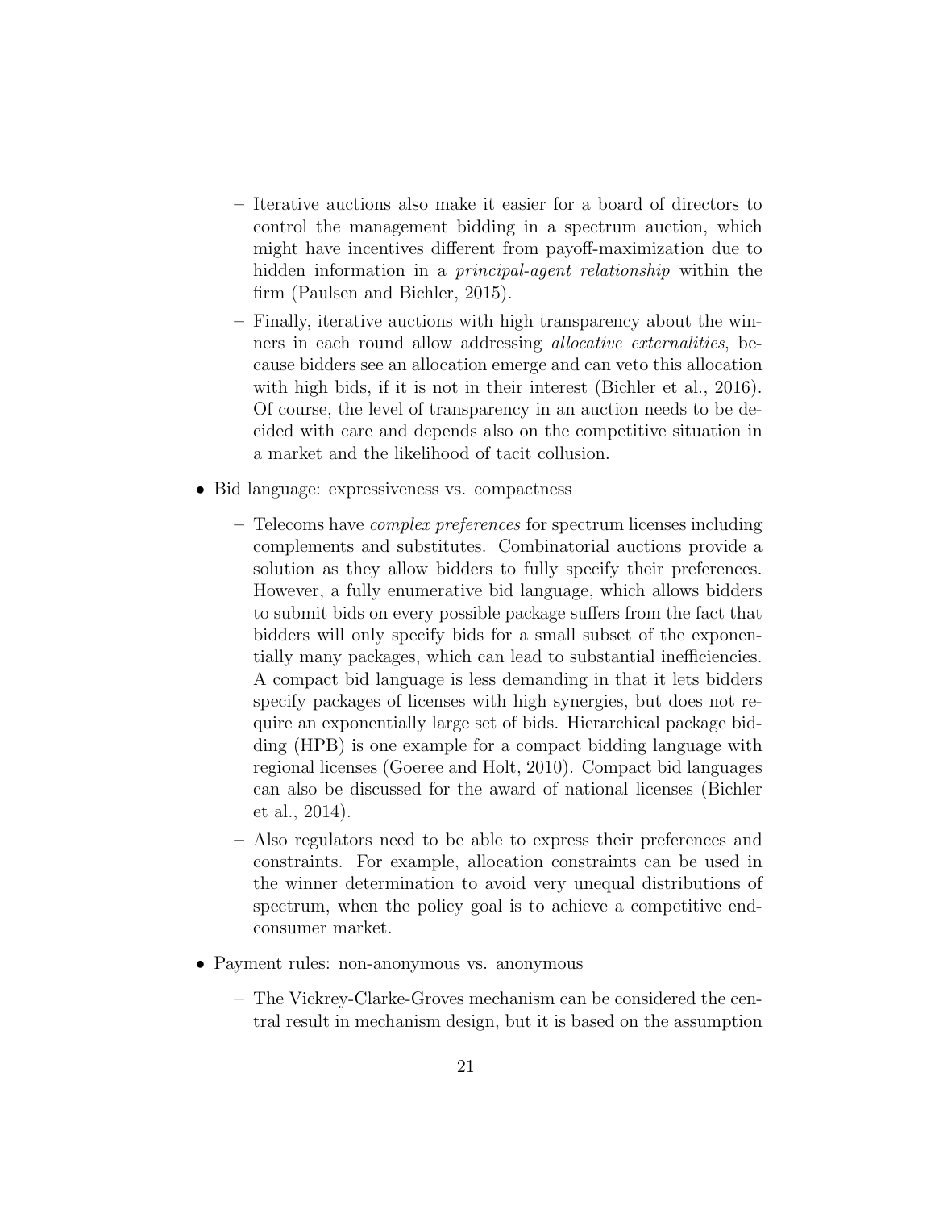- Iterative auctions also make it easier for a board of directors to control the management bidding in a spectrum auction, which might have incentives different from payoff-maximization due to hidden information in a *principal-agent relationship* within the firm (Paulsen and Bichler, 2015).
  - Finally, iterative auctions with high transparency about the winners in each round allow addressing *allocative externalities*, because bidders see an allocation emerge and can veto this allocation with high bids, if it is not in their interest (Bichler et al., 2016). Of course, the level of transparency in an auction needs to be decided with care and depends also on the competitive situation in a market and the likelihood of tacit collusion.

- Bid language: expressiveness vs. compactness
  - Telecoms have *complex preferences* for spectrum licenses including complements and substitutes. Combinatorial auctions provide a solution as they allow bidders to fully specify their preferences. However, a fully enumerative bid language, which allows bidders to submit bids on every possible package suffers from the fact that bidders will only specify bids for a small subset of the exponentially many packages, which can lead to substantial inefficiencies. A compact bid language is less demanding in that it lets bidders specify packages of licenses with high synergies, but does not require an exponentially large set of bids. Hierarchical package bidding (HPB) is one example for a compact bidding language with regional licenses (Goeree and Holt, 2010). Compact bid languages can also be discussed for the award of national licenses (Bichler et al., 2014).
  - Also regulators need to be able to express their preferences and constraints. For example, allocation constraints can be used in the winner determination to avoid very unequal distributions of spectrum, when the policy goal is to achieve a competitive end-consumer market.

- Payment rules: non-anonymous vs. anonymous
  - The Vickrey-Clarke-Groves mechanism can be considered the central result in mechanism design, but it is based on the assumption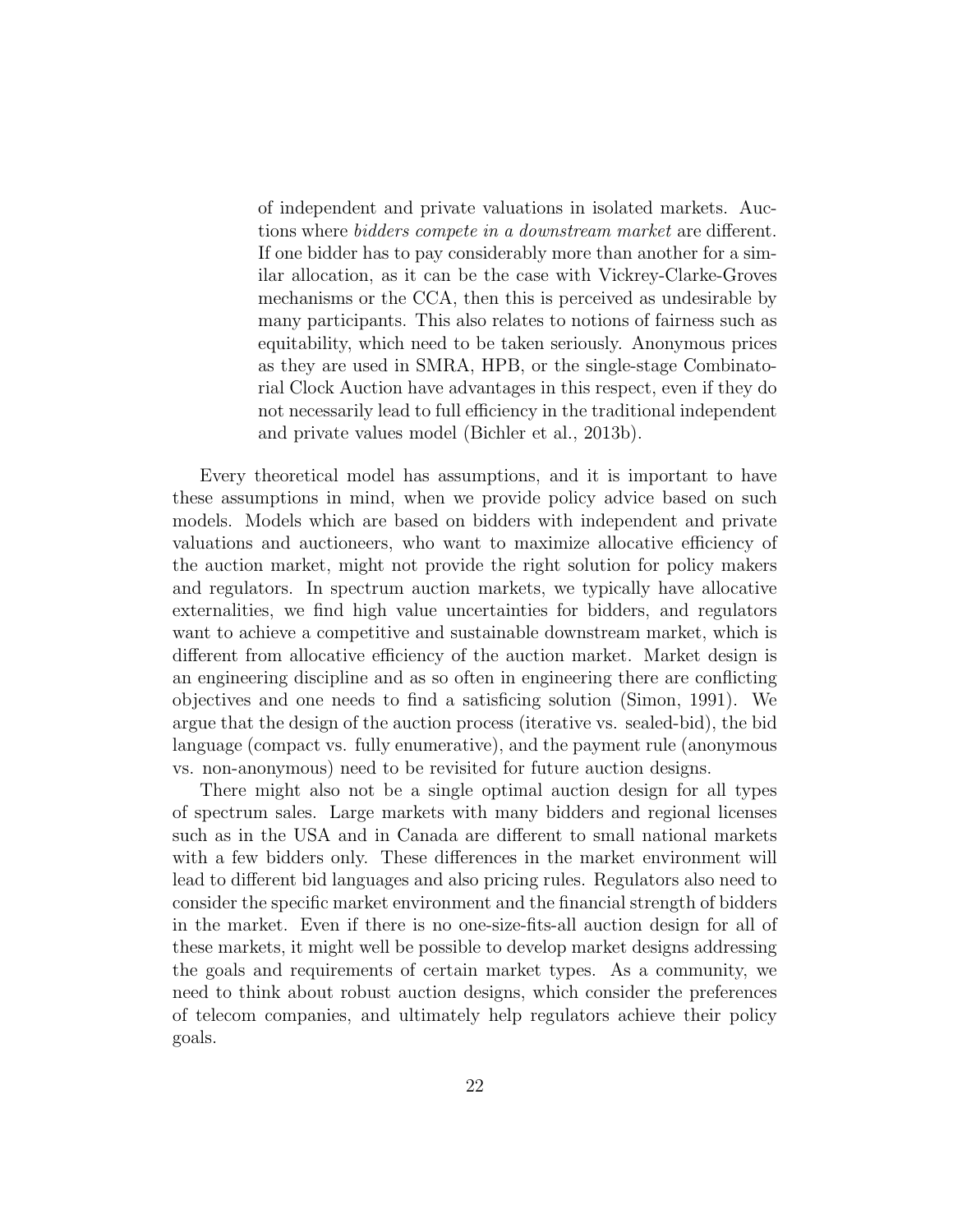of independent and private valuations in isolated markets. Auctions where *bidders compete in a downstream market* are different. If one bidder has to pay considerably more than another for a similar allocation, as it can be the case with Vickrey-Clarke-Groves mechanisms or the CCA, then this is perceived as undesirable by many participants. This also relates to notions of fairness such as equitability, which need to be taken seriously. Anonymous prices as they are used in SMRA, HPB, or the single-stage Combinatorial Clock Auction have advantages in this respect, even if they do not necessarily lead to full efficiency in the traditional independent and private values model (Bichler et al., 2013b).

Every theoretical model has assumptions, and it is important to have these assumptions in mind, when we provide policy advice based on such models. Models which are based on bidders with independent and private valuations and auctioneers, who want to maximize allocative efficiency of the auction market, might not provide the right solution for policy makers and regulators. In spectrum auction markets, we typically have allocative externalities, we find high value uncertainties for bidders, and regulators want to achieve a competitive and sustainable downstream market, which is different from allocative efficiency of the auction market. Market design is an engineering discipline and as so often in engineering there are conflicting objectives and one needs to find a satisficing solution (Simon, 1991). We argue that the design of the auction process (iterative vs. sealed-bid), the bid language (compact vs. fully enumerative), and the payment rule (anonymous vs. non-anonymous) need to be revisited for future auction designs.

There might also not be a single optimal auction design for all types of spectrum sales. Large markets with many bidders and regional licenses such as in the USA and in Canada are different to small national markets with a few bidders only. These differences in the market environment will lead to different bid languages and also pricing rules. Regulators also need to consider the specific market environment and the financial strength of bidders in the market. Even if there is no one-size-fits-all auction design for all of these markets, it might well be possible to develop market designs addressing the goals and requirements of certain market types. As a community, we need to think about robust auction designs, which consider the preferences of telecom companies, and ultimately help regulators achieve their policy goals.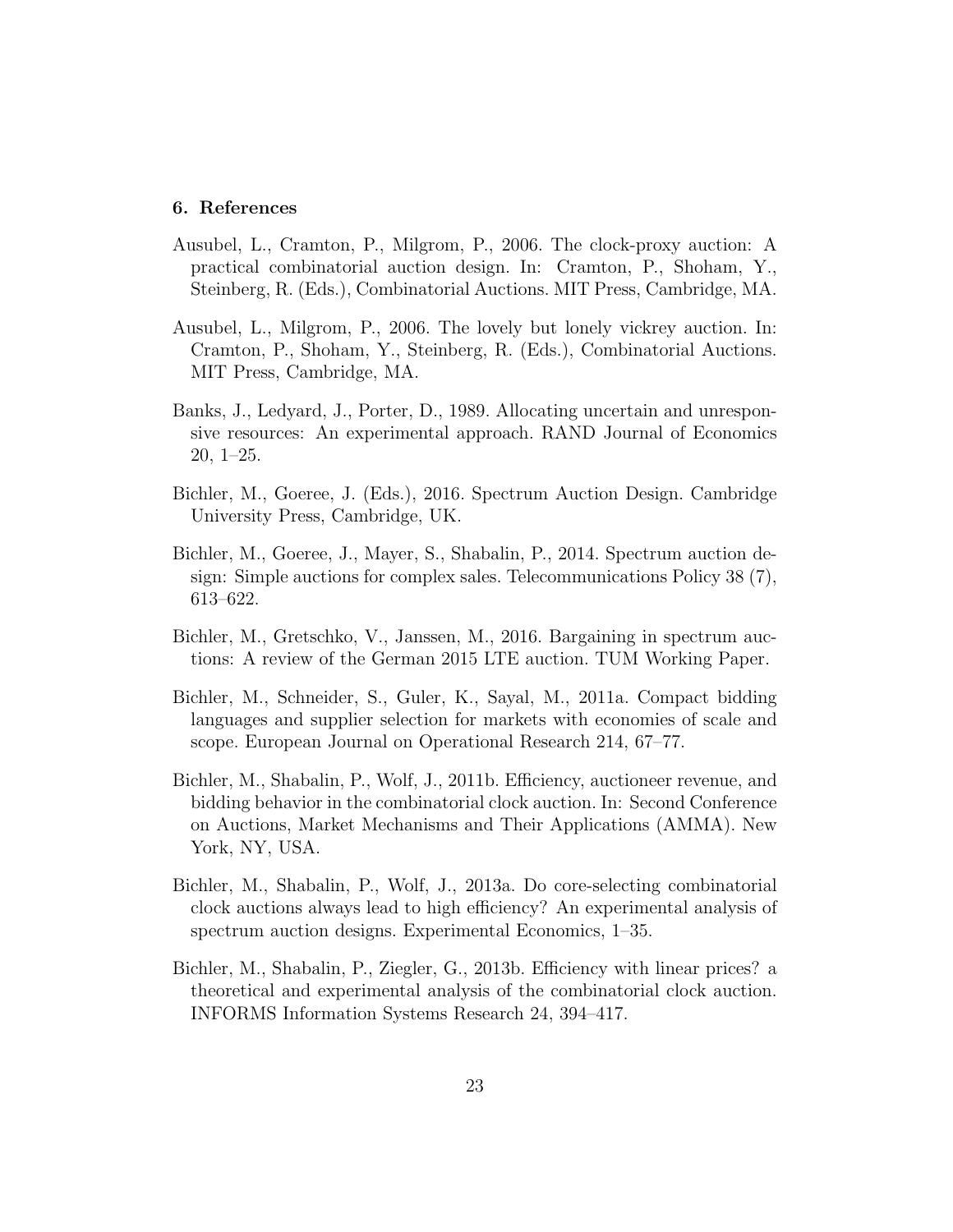## 6. References

Ausubel, L., Cramton, P., Milgrom, P., 2006. The clock-proxy auction: A practical combinatorial auction design. In: Cramton, P., Shoham, Y., Steinberg, R. (Eds.), Combinatorial Auctions. MIT Press, Cambridge, MA.

Ausubel, L., Milgrom, P., 2006. The lovely but lonely vickrey auction. In: Cramton, P., Shoham, Y., Steinberg, R. (Eds.), Combinatorial Auctions. MIT Press, Cambridge, MA.

Banks, J., Ledyard, J., Porter, D., 1989. Allocating uncertain and unresponsive resources: An experimental approach. RAND Journal of Economics 20, 1–25.

Bichler, M., Goeree, J. (Eds.), 2016. Spectrum Auction Design. Cambridge University Press, Cambridge, UK.

Bichler, M., Goeree, J., Mayer, S., Shabalin, P., 2014. Spectrum auction design: Simple auctions for complex sales. Telecommunications Policy 38 (7), 613–622.

Bichler, M., Gretschko, V., Janssen, M., 2016. Bargaining in spectrum auctions: A review of the German 2015 LTE auction. TUM Working Paper.

Bichler, M., Schneider, S., Guler, K., Sayal, M., 2011a. Compact bidding languages and supplier selection for markets with economies of scale and scope. European Journal on Operational Research 214, 67–77.

Bichler, M., Shabalin, P., Wolf, J., 2011b. Efficiency, auctioneer revenue, and bidding behavior in the combinatorial clock auction. In: Second Conference on Auctions, Market Mechanisms and Their Applications (AMMA). New York, NY, USA.

Bichler, M., Shabalin, P., Wolf, J., 2013a. Do core-selecting combinatorial clock auctions always lead to high efficiency? An experimental analysis of spectrum auction designs. Experimental Economics, 1–35.

Bichler, M., Shabalin, P., Ziegler, G., 2013b. Efficiency with linear prices? a theoretical and experimental analysis of the combinatorial clock auction. INFORMS Information Systems Research 24, 394–417.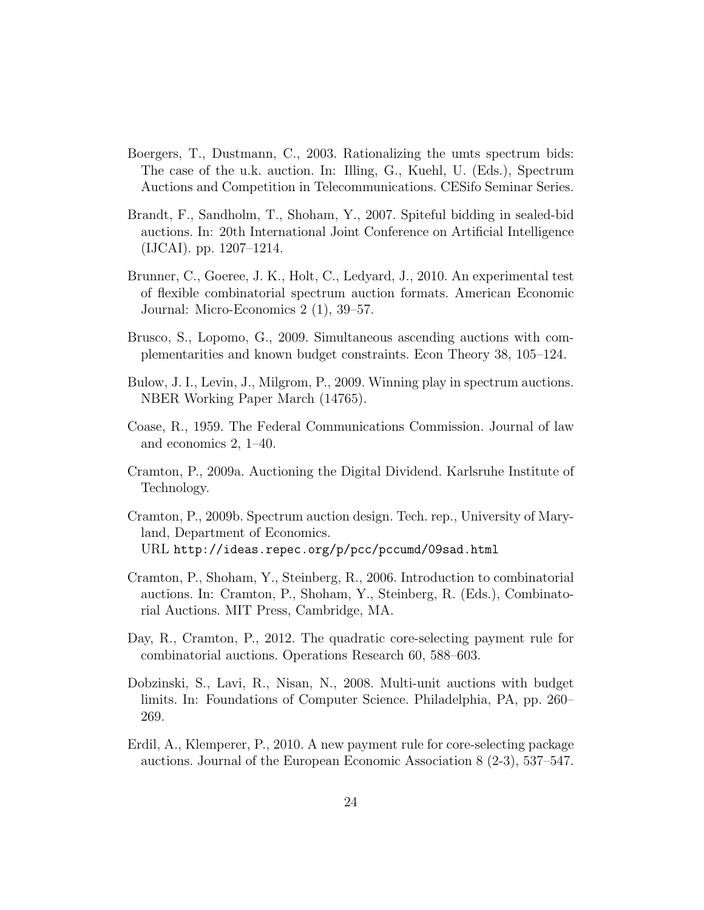Boergers, T., Dustmann, C., 2003. Rationalizing the umts spectrum bids: The case of the u.k. auction. In: Illing, G., Kuehl, U. (Eds.), Spectrum Auctions and Competition in Telecommunications. CESifo Seminar Series.

Brandt, F., Sandholm, T., Shoham, Y., 2007. Spiteful bidding in sealed-bid auctions. In: 20th International Joint Conference on Artificial Intelligence (IJCAI). pp. 1207–1214.

Brunner, C., Goeree, J. K., Holt, C., Ledyard, J., 2010. An experimental test of flexible combinatorial spectrum auction formats. American Economic Journal: Micro-Economics 2 (1), 39–57.

Brusco, S., Lopomo, G., 2009. Simultaneous ascending auctions with complementarities and known budget constraints. Econ Theory 38, 105–124.

Bulow, J. I., Levin, J., Milgrom, P., 2009. Winning play in spectrum auctions. NBER Working Paper March (14765).

Coase, R., 1959. The Federal Communications Commission. Journal of law and economics 2, 1–40.

Cramton, P., 2009a. Auctioning the Digital Dividend. Karlsruhe Institute of Technology.

Cramton, P., 2009b. Spectrum auction design. Tech. rep., University of Maryland, Department of Economics.
URL `http://ideas.repec.org/p/pcc/pccumd/09sad.html`

Cramton, P., Shoham, Y., Steinberg, R., 2006. Introduction to combinatorial auctions. In: Cramton, P., Shoham, Y., Steinberg, R. (Eds.), Combinatorial Auctions. MIT Press, Cambridge, MA.

Day, R., Cramton, P., 2012. The quadratic core-selecting payment rule for combinatorial auctions. Operations Research 60, 588–603.

Dobzinski, S., Lavi, R., Nisan, N., 2008. Multi-unit auctions with budget limits. In: Foundations of Computer Science. Philadelphia, PA, pp. 260–269.

Erdil, A., Klemperer, P., 2010. A new payment rule for core-selecting package auctions. Journal of the European Economic Association 8 (2-3), 537–547.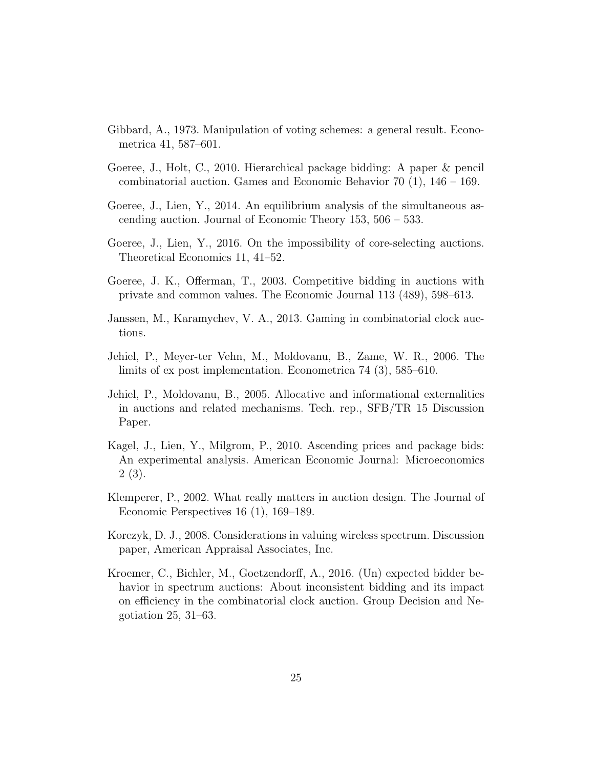Gibbard, A., 1973. Manipulation of voting schemes: a general result. Econometrica 41, 587–601.

Goeree, J., Holt, C., 2010. Hierarchical package bidding: A paper & pencil combinatorial auction. Games and Economic Behavior 70 (1), 146 – 169.

Goeree, J., Lien, Y., 2014. An equilibrium analysis of the simultaneous ascending auction. Journal of Economic Theory 153, 506 – 533.

Goeree, J., Lien, Y., 2016. On the impossibility of core-selecting auctions. Theoretical Economics 11, 41–52.

Goeree, J. K., Offerman, T., 2003. Competitive bidding in auctions with private and common values. The Economic Journal 113 (489), 598–613.

Janssen, M., Karamychev, V. A., 2013. Gaming in combinatorial clock auctions.

Jehiel, P., Meyer-ter Vehn, M., Moldovanu, B., Zame, W. R., 2006. The limits of ex post implementation. Econometrica 74 (3), 585–610.

Jehiel, P., Moldovanu, B., 2005. Allocative and informational externalities in auctions and related mechanisms. Tech. rep., SFB/TR 15 Discussion Paper.

Kagel, J., Lien, Y., Milgrom, P., 2010. Ascending prices and package bids: An experimental analysis. American Economic Journal: Microeconomics 2 (3).

Klemperer, P., 2002. What really matters in auction design. The Journal of Economic Perspectives 16 (1), 169–189.

Korczyk, D. J., 2008. Considerations in valuing wireless spectrum. Discussion paper, American Appraisal Associates, Inc.

Kroemer, C., Bichler, M., Goetzendorff, A., 2016. (Un) expected bidder behavior in spectrum auctions: About inconsistent bidding and its impact on efficiency in the combinatorial clock auction. Group Decision and Negotiation 25, 31–63.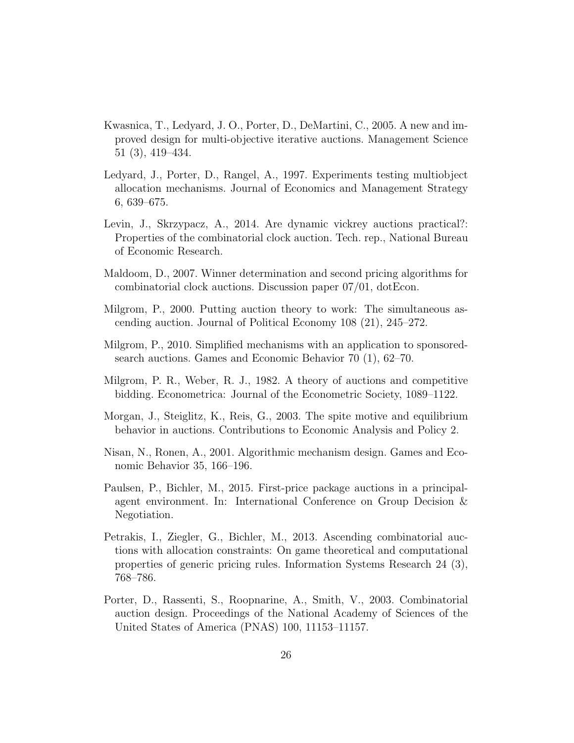Kwasnica, T., Ledyard, J. O., Porter, D., DeMartini, C., 2005. A new and improved design for multi-objective iterative auctions. Management Science 51 (3), 419–434.

Ledyard, J., Porter, D., Rangel, A., 1997. Experiments testing multiobject allocation mechanisms. Journal of Economics and Management Strategy 6, 639–675.

Levin, J., Skrzypacz, A., 2014. Are dynamic vickrey auctions practical?: Properties of the combinatorial clock auction. Tech. rep., National Bureau of Economic Research.

Maldoom, D., 2007. Winner determination and second pricing algorithms for combinatorial clock auctions. Discussion paper 07/01, dotEcon.

Milgrom, P., 2000. Putting auction theory to work: The simultaneous ascending auction. Journal of Political Economy 108 (21), 245–272.

Milgrom, P., 2010. Simplified mechanisms with an application to sponsored-search auctions. Games and Economic Behavior 70 (1), 62–70.

Milgrom, P. R., Weber, R. J., 1982. A theory of auctions and competitive bidding. Econometrica: Journal of the Econometric Society, 1089–1122.

Morgan, J., Steiglitz, K., Reis, G., 2003. The spite motive and equilibrium behavior in auctions. Contributions to Economic Analysis and Policy 2.

Nisan, N., Ronen, A., 2001. Algorithmic mechanism design. Games and Economic Behavior 35, 166–196.

Paulsen, P., Bichler, M., 2015. First-price package auctions in a principal-agent environment. In: International Conference on Group Decision & Negotiation.

Petrakis, I., Ziegler, G., Bichler, M., 2013. Ascending combinatorial auctions with allocation constraints: On game theoretical and computational properties of generic pricing rules. Information Systems Research 24 (3), 768–786.

Porter, D., Rassenti, S., Roopnarine, A., Smith, V., 2003. Combinatorial auction design. Proceedings of the National Academy of Sciences of the United States of America (PNAS) 100, 11153–11157.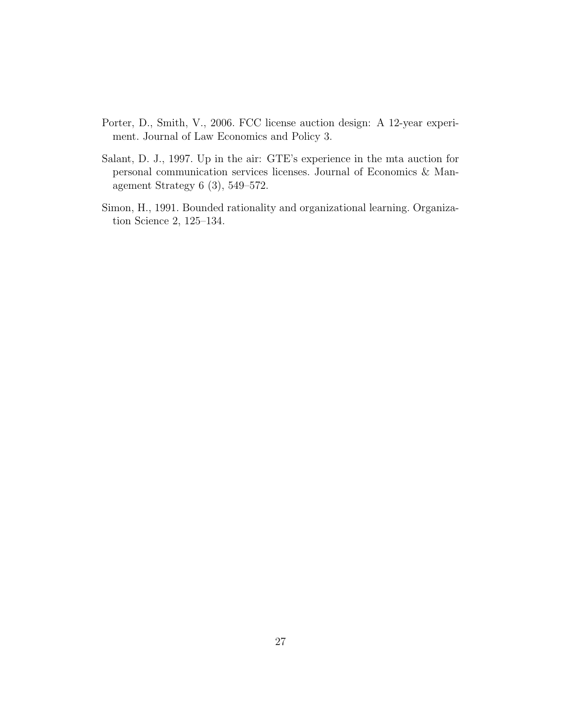Porter, D., Smith, V., 2006. FCC license auction design: A 12-year experiment. Journal of Law Economics and Policy 3.

Salant, D. J., 1997. Up in the air: GTE's experience in the mta auction for personal communication services licenses. Journal of Economics & Management Strategy 6 (3), 549–572.

Simon, H., 1991. Bounded rationality and organizational learning. Organization Science 2, 125–134.